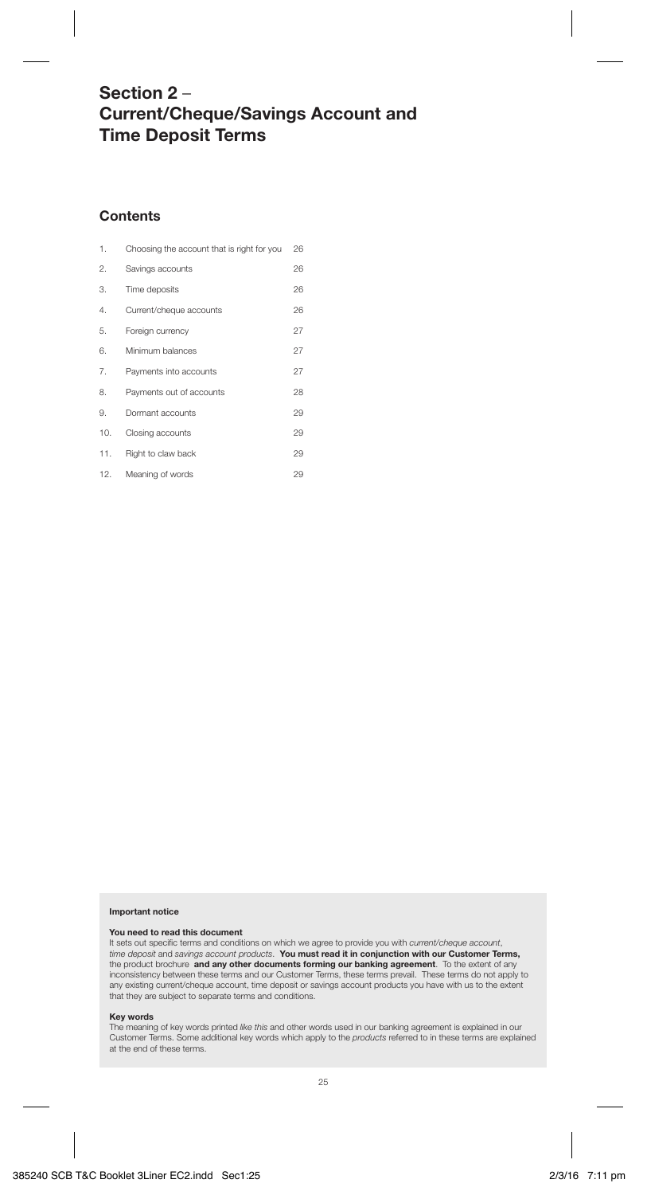# Section 2 – Current/Cheque/Savings Account and Time Deposit Terms

## Contents

| | | |
|---|---|---|
| 1. | Choosing the account that is right for you | 26 |
| 2. | Savings accounts | 26 |
| 3. | Time deposits | 26 |
| 4. | Current/cheque accounts | 26 |
| 5. | Foreign currency | 27 |
| 6. | Minimum balances | 27 |
| 7. | Payments into accounts | 27 |
| 8. | Payments out of accounts | 28 |
| 9. | Dormant accounts | 29 |
| 10. | Closing accounts | 29 |
| 11. | Right to claw back | 29 |
| 12. | Meaning of words | 29 |

**Important notice**

**You need to read this document**

It sets out specific terms and conditions on which we agree to provide you with *current/cheque account*, *time deposit* and *savings account products*. **You must read it in conjunction with our Customer Terms,** the product brochure **and any other documents forming our banking agreement**. To the extent of any inconsistency between these terms and our Customer Terms, these terms prevail. These terms do not apply to any existing current/cheque account, time deposit or savings account products you have with us to the extent that they are subject to separate terms and conditions.

**Key words**

The meaning of key words printed *like this* and other words used in our banking agreement is explained in our Customer Terms. Some additional key words which apply to the *products* referred to in these terms are explained at the end of these terms.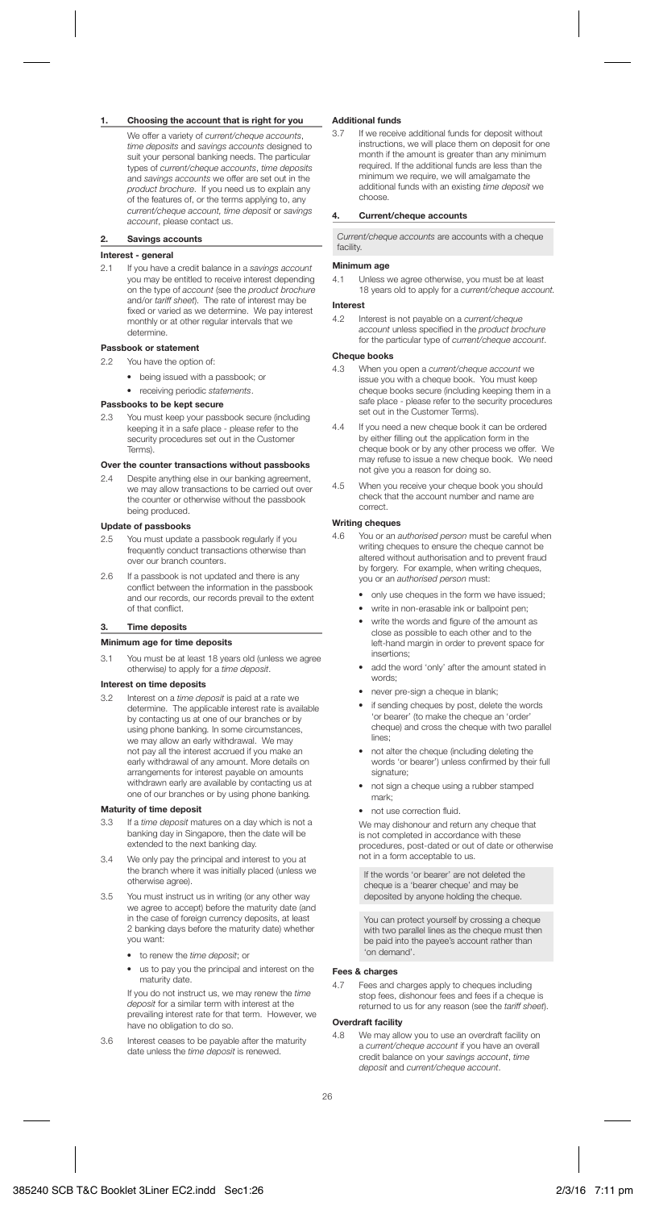## 1. Choosing the account that is right for you

We offer a variety of *current/cheque accounts*, *time deposits* and *savings accounts* designed to suit your personal banking needs. The particular types of *current/cheque accounts*, *time deposits* and *savings accounts* we offer are set out in the *product brochure*. If you need us to explain any of the features of, or the terms applying to, any *current/cheque account, time deposit* or *savings account*, please contact us.

## 2. Savings accounts

### Interest - general

2.1 If you have a credit balance in a *savings account* you may be entitled to receive interest depending on the type of *account* (see the *product brochure* and/or *tariff sheet*). The rate of interest may be fixed or varied as we determine. We pay interest monthly or at other regular intervals that we determine.

### Passbook or statement

2.2 You have the option of:

- being issued with a passbook; or
- receiving periodic *statements*.

### Passbooks to be kept secure

2.3 You must keep your passbook secure (including keeping it in a safe place - please refer to the security procedures set out in the Customer Terms).

### Over the counter transactions without passbooks

2.4 Despite anything else in our banking agreement, we may allow transactions to be carried out over the counter or otherwise without the passbook being produced.

### Update of passbooks

2.5 You must update a passbook regularly if you frequently conduct transactions otherwise than over our branch counters.

2.6 If a passbook is not updated and there is any conflict between the information in the passbook and our records, our records prevail to the extent of that conflict.

## 3. Time deposits

### Minimum age for time deposits

3.1 You must be at least 18 years old (unless we agree otherwise) to apply for a *time deposit*.

### Interest on time deposits

3.2 Interest on a *time deposit* is paid at a rate we determine. The applicable interest rate is available by contacting us at one of our branches or by using phone banking. In some circumstances, we may allow an early withdrawal. We may not pay all the interest accrued if you make an early withdrawal of any amount. More details on arrangements for interest payable on amounts withdrawn early are available by contacting us at one of our branches or by using phone banking.

### Maturity of time deposit

3.3 If a *time deposit* matures on a day which is not a banking day in Singapore, then the date will be extended to the next banking day.

3.4 We only pay the principal and interest to you at the branch where it was initially placed (unless we otherwise agree).

3.5 You must instruct us in writing (or any other way we agree to accept) before the maturity date (and in the case of foreign currency deposits, at least 2 banking days before the maturity date) whether you want:

- to renew the *time deposit*; or
- us to pay you the principal and interest on the maturity date.

If you do not instruct us, we may renew the *time deposit* for a similar term with interest at the prevailing interest rate for that term. However, we have no obligation to do so.

3.6 Interest ceases to be payable after the maturity date unless the *time deposit* is renewed.

### Additional funds

3.7 If we receive additional funds for deposit without instructions, we will place them on deposit for one month if the amount is greater than any minimum required. If the additional funds are less than the minimum we require, we will amalgamate the additional funds with an existing *time deposit* we choose.

## 4. Current/cheque accounts

*Current/cheque accounts* are accounts with a cheque facility.

### Minimum age

4.1 Unless we agree otherwise, you must be at least 18 years old to apply for a *current/cheque account*.

### Interest

4.2 Interest is not payable on a *current/cheque account* unless specified in the *product brochure* for the particular type of *current/cheque account*.

### Cheque books

4.3 When you open a *current/cheque account* we issue you with a cheque book. You must keep cheque books secure (including keeping them in a safe place - please refer to the security procedures set out in the Customer Terms).

4.4 If you need a new cheque book it can be ordered by either filling out the application form in the cheque book or by any other process we offer. We may refuse to issue a new cheque book. We need not give you a reason for doing so.

4.5 When you receive your cheque book you should check that the account number and name are correct.

### Writing cheques

4.6 You or an *authorised person* must be careful when writing cheques to ensure the cheque cannot be altered without authorisation and to prevent fraud by forgery. For example, when writing cheques, you or an *authorised person* must:

- only use cheques in the form we have issued;
- write in non-erasable ink or ballpoint pen;
- write the words and figure of the amount as close as possible to each other and to the left-hand margin in order to prevent space for insertions;
- add the word 'only' after the amount stated in words;
- never pre-sign a cheque in blank;
- if sending cheques by post, delete the words 'or bearer' (to make the cheque an 'order' cheque) and cross the cheque with two parallel lines;
- not alter the cheque (including deleting the words 'or bearer') unless confirmed by their full signature;
- not sign a cheque using a rubber stamped mark;
- not use correction fluid.

We may dishonour and return any cheque that is not completed in accordance with these procedures, post-dated or out of date or otherwise not in a form acceptable to us.

> If the words 'or bearer' are not deleted the cheque is a 'bearer cheque' and may be deposited by anyone holding the cheque.

> You can protect yourself by crossing a cheque with two parallel lines as the cheque must then be paid into the payee's account rather than 'on demand'.

### Fees & charges

4.7 Fees and charges apply to cheques including stop fees, dishonour fees and fees if a cheque is returned to us for any reason (see the *tariff sheet*).

### Overdraft facility

4.8 We may allow you to use an overdraft facility on a *current/cheque account* if you have an overall credit balance on your *savings account*, *time deposit* and *current/cheque account*.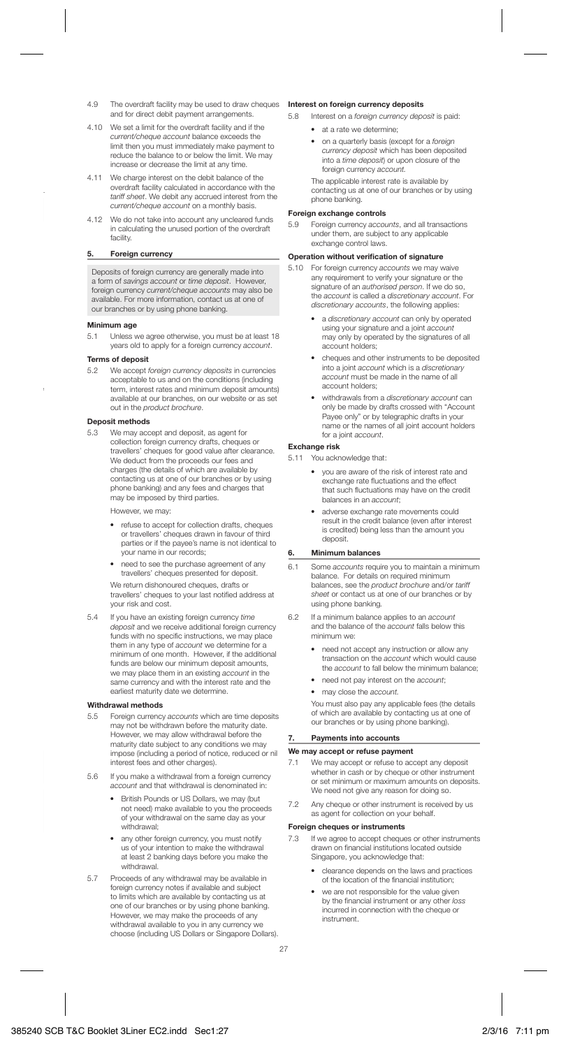4.9 The overdraft facility may be used to draw cheques and for direct debit payment arrangements.

4.10 We set a limit for the overdraft facility and if the *current/cheque account* balance exceeds the limit then you must immediately make payment to reduce the balance to or below the limit. We may increase or decrease the limit at any time.

4.11 We charge interest on the debit balance of the overdraft facility calculated in accordance with the *tariff sheet*. We debit any accrued interest from the *current/cheque account* on a monthly basis.

4.12 We do not take into account any uncleared funds in calculating the unused portion of the overdraft facility.

## 5. Foreign currency

Deposits of foreign currency are generally made into a form of *savings account* or *time deposit*. However, foreign currency *current/cheque accounts* may also be available. For more information, contact us at one of our branches or by using phone banking.

### Minimum age

5.1 Unless we agree otherwise, you must be at least 18 years old to apply for a foreign currency *account*.

### Terms of deposit

5.2 We accept *foreign currency deposits* in currencies acceptable to us and on the conditions (including term, interest rates and minimum deposit amounts) available at our branches, on our website or as set out in the *product brochure*.

### Deposit methods

5.3 We may accept and deposit, as agent for collection foreign currency drafts, cheques or travellers' cheques for good value after clearance. We deduct from the proceeds our fees and charges (the details of which are available by contacting us at one of our branches or by using phone banking) and any fees and charges that may be imposed by third parties.

However, we may:

- refuse to accept for collection drafts, cheques or travellers' cheques drawn in favour of third parties or if the payee's name is not identical to your name in our records;
- need to see the purchase agreement of any travellers' cheques presented for deposit.

We return dishonoured cheques, drafts or travellers' cheques to your last notified address at your risk and cost.

5.4 If you have an existing foreign currency *time deposit* and we receive additional foreign currency funds with no specific instructions, we may place them in any type of *account* we determine for a minimum of one month. However, if the additional funds are below our minimum deposit amounts, we may place them in an existing *account* in the same currency and with the interest rate and the earliest maturity date we determine.

### Withdrawal methods

5.5 Foreign currency *accounts* which are time deposits may not be withdrawn before the maturity date. However, we may allow withdrawal before the maturity date subject to any conditions we may impose (including a period of notice, reduced or nil interest fees and other charges).

5.6 If you make a withdrawal from a foreign currency *account* and that withdrawal is denominated in:

- British Pounds or US Dollars, we may (but not need) make available to you the proceeds of your withdrawal on the same day as your withdrawal;
- any other foreign currency, you must notify us of your intention to make the withdrawal at least 2 banking days before you make the withdrawal.

5.7 Proceeds of any withdrawal may be available in foreign currency notes if available and subject to limits which are available by contacting us at one of our branches or by using phone banking. However, we may make the proceeds of any withdrawal available to you in any currency we choose (including US Dollars or Singapore Dollars).

### Interest on foreign currency deposits

5.8 Interest on a *foreign currency deposit* is paid:

- at a rate we determine;
- on a quarterly basis (except for a *foreign currency deposit* which has been deposited into a *time deposit*) or upon closure of the foreign currency *account*.

The applicable interest rate is available by contacting us at one of our branches or by using phone banking.

### Foreign exchange controls

5.9 Foreign currency *accounts*, and all transactions under them, are subject to any applicable exchange control laws.

### Operation without verification of signature

5.10 For foreign currency *accounts* we may waive any requirement to verify your signature or the signature of an *authorised person*. If we do so, the *account* is called a *discretionary account*. For *discretionary accounts*, the following applies:

- a *discretionary account* can only by operated using your signature and a joint *account* may only by operated by the signatures of all account holders;
- cheques and other instruments to be deposited into a joint *account* which is a *discretionary account* must be made in the name of all account holders;
- withdrawals from a *discretionary account* can only be made by drafts crossed with "Account Payee only" or by telegraphic drafts in your name or the names of all joint account holders for a joint *account*.

### Exchange risk

5.11 You acknowledge that:

- you are aware of the risk of interest rate and exchange rate fluctuations and the effect that such fluctuations may have on the credit balances in an *account*;
- adverse exchange rate movements could result in the credit balance (even after interest is credited) being less than the amount you deposit.

## 6. Minimum balances

6.1 Some *accounts* require you to maintain a minimum balance. For details on required minimum balances, see the *product brochure* and/or *tariff sheet* or contact us at one of our branches or by using phone banking.

6.2 If a minimum balance applies to an *account* and the balance of the *account* falls below this minimum we:

- need not accept any instruction or allow any transaction on the *account* which would cause the *account* to fall below the minimum balance;
- need not pay interest on the *account*;
- may close the *account*.

You must also pay any applicable fees (the details of which are available by contacting us at one of our branches or by using phone banking).

## 7. Payments into accounts

### We may accept or refuse payment

7.1 We may accept or refuse to accept any deposit whether in cash or by cheque or other instrument or set minimum or maximum amounts on deposits. We need not give any reason for doing so.

7.2 Any cheque or other instrument is received by us as agent for collection on your behalf.

### Foreign cheques or instruments

7.3 If we agree to accept cheques or other instruments drawn on financial institutions located outside Singapore, you acknowledge that:

- clearance depends on the laws and practices of the location of the financial institution;
- we are not responsible for the value given by the financial instrument or any other *loss* incurred in connection with the cheque or instrument.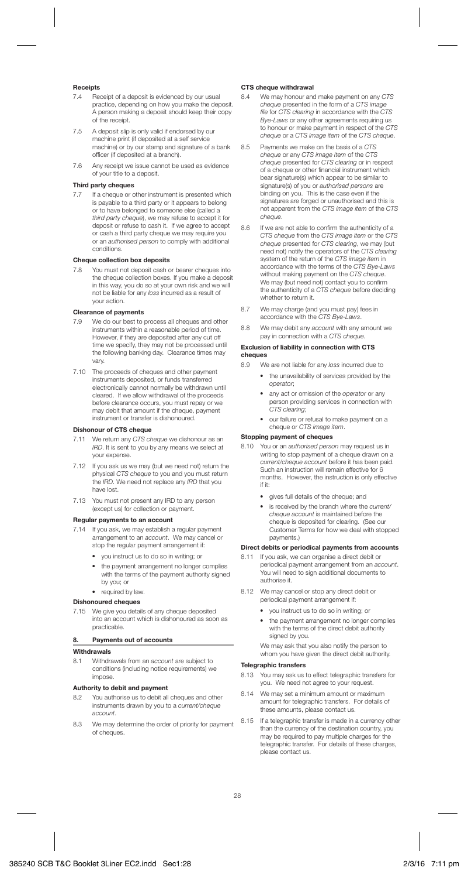**Receipts**

7.4 Receipt of a deposit is evidenced by our usual practice, depending on how you make the deposit. A person making a deposit should keep their copy of the receipt.

7.5 A deposit slip is only valid if endorsed by our machine print (if deposited at a self service machine) or by our stamp and signature of a bank officer (if deposited at a branch).

7.6 Any receipt we issue cannot be used as evidence of your title to a deposit.

**Third party cheques**

7.7 If a cheque or other instrument is presented which is payable to a third party or it appears to belong or to have belonged to someone else (called a *third party cheque*), we may refuse to accept it for deposit or refuse to cash it. If we agree to accept or cash a third party cheque we may require you or an *authorised person* to comply with additional conditions.

**Cheque collection box deposits**

7.8 You must not deposit cash or bearer cheques into the cheque collection boxes. If you make a deposit in this way, you do so at your own risk and we will not be liable for any *loss* incurred as a result of your action.

**Clearance of payments**

7.9 We do our best to process all cheques and other instruments within a reasonable period of time. However, if they are deposited after any cut off time we specify, they may not be processed until the following banking day. Clearance times may vary.

7.10 The proceeds of cheques and other payment instruments deposited, or funds transferred electronically cannot normally be withdrawn until cleared. If we allow withdrawal of the proceeds before clearance occurs, you must repay or we may debit that amount if the cheque, payment instrument or transfer is dishonoured.

**Dishonour of CTS cheque**

7.11 We return any *CTS cheque* we dishonour as an *IRD*. It is sent to you by any means we select at your expense.

7.12 If you ask us we may (but we need not) return the physical *CTS cheque* to you and you must return the *IRD*. We need not replace any *IRD* that you have lost.

7.13 You must not present any IRD to any person (except us) for collection or payment.

**Regular payments to an account**

7.14 If you ask, we may establish a regular payment arrangement to an *account*. We may cancel or stop the regular payment arrangement if:

- you instruct us to do so in writing; or
- the payment arrangement no longer complies with the terms of the payment authority signed by you; or
- required by law.

**Dishonoured cheques**

7.15 We give you details of any cheque deposited into an account which is dishonoured as soon as practicable.

## 8. Payments out of accounts

**Withdrawals**

8.1 Withdrawals from an *account* are subject to conditions (including notice requirements) we impose.

**Authority to debit and payment**

8.2 You authorise us to debit all cheques and other instruments drawn by you to a *current/cheque account*.

8.3 We may determine the order of priority for payment of cheques.

**CTS cheque withdrawal**

8.4 We may honour and make payment on any *CTS cheque* presented in the form of a *CTS image file* for *CTS clearing* in accordance with the *CTS Bye-Laws* or any other agreements requiring us to honour or make payment in respect of the *CTS cheque* or a *CTS image item* of the *CTS cheque*.

8.5 Payments we make on the basis of a *CTS cheque* or any *CTS image item* of the *CTS cheque* presented for *CTS clearing* or in respect of a cheque or other financial instrument which bear signature(s) which appear to be similar to signature(s) of you or *authorised persons* are binding on you. This is the case even if the signatures are forged or unauthorised and this is not apparent from the *CTS image item* of the *CTS cheque*.

8.6 If we are not able to confirm the authenticity of a *CTS cheque* from the *CTS image item* or the *CTS cheque* presented for *CTS clearing*, we may (but need not) notify the operators of the *CTS clearing* system of the return of the *CTS image item* in accordance with the terms of the *CTS Bye-Laws* without making payment on the *CTS cheque*. We may (but need not) contact you to confirm the authenticity of a *CTS cheque* before deciding whether to return it.

8.7 We may charge (and you must pay) fees in accordance with the *CTS Bye-Laws*.

8.8 We may debit any *account* with any amount we pay in connection with a *CTS cheque*.

**Exclusion of liability in connection with CTS cheques**

8.9 We are not liable for any *loss* incurred due to

- the unavailability of services provided by the *operator*;
- any act or omission of the *operator* or any person providing services in connection with *CTS clearing*;
- our failure or refusal to make payment on a cheque or *CTS image item*.

**Stopping payment of cheques**

8.10 You or an *authorised person* may request us in writing to stop payment of a cheque drawn on a *current/cheque account* before it has been paid. Such an instruction will remain effective for 6 months. However, the instruction is only effective if it:

- gives full details of the cheque; and
- is received by the branch where the *current/cheque account* is maintained before the cheque is deposited for clearing. (See our Customer Terms for how we deal with stopped payments.)

**Direct debits or periodical payments from accounts**

8.11 If you ask, we can organise a direct debit or periodical payment arrangement from an *account*. You will need to sign additional documents to authorise it.

8.12 We may cancel or stop any direct debit or periodical payment arrangement if:

- you instruct us to do so in writing; or
- the payment arrangement no longer complies with the terms of the direct debit authority signed by you.

We may ask that you also notify the person to whom you have given the direct debit authority.

**Telegraphic transfers**

8.13 You may ask us to effect telegraphic transfers for you. We need not agree to your request.

8.14 We may set a minimum amount or maximum amount for telegraphic transfers. For details of these amounts, please contact us.

8.15 If a telegraphic transfer is made in a currency other than the currency of the destination country, you may be required to pay multiple charges for the telegraphic transfer. For details of these charges, please contact us.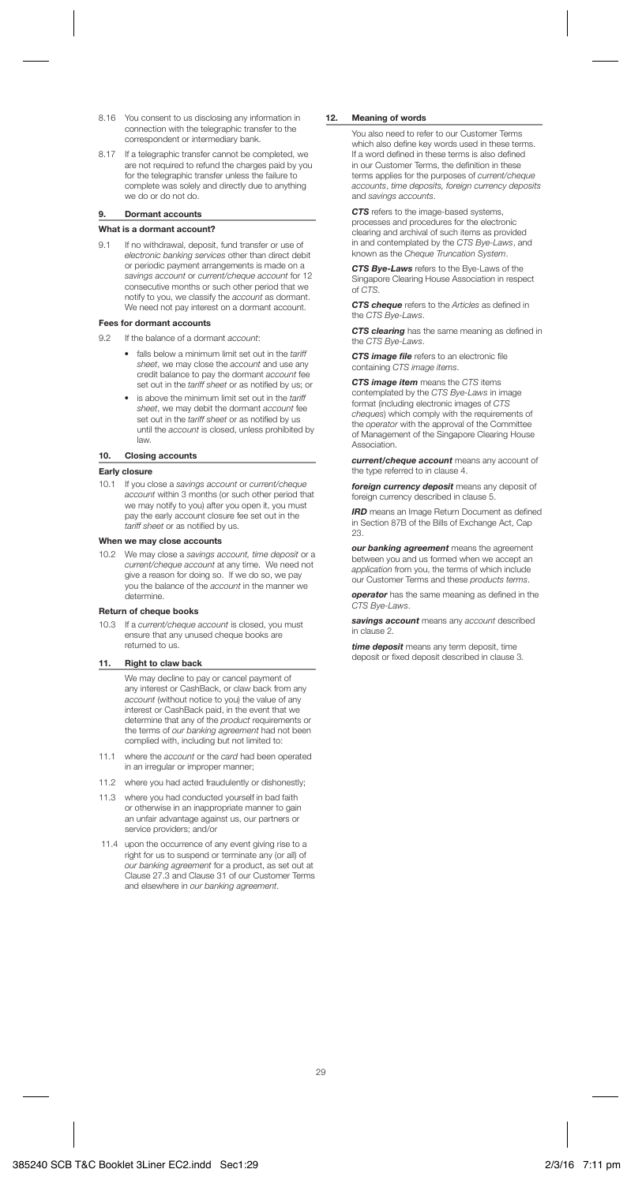8.16 You consent to us disclosing any information in connection with the telegraphic transfer to the correspondent or intermediary bank.

8.17 If a telegraphic transfer cannot be completed, we are not required to refund the charges paid by you for the telegraphic transfer unless the failure to complete was solely and directly due to anything we do or do not do.

## 9. Dormant accounts

### What is a dormant account?

9.1 If no withdrawal, deposit, fund transfer or use of *electronic banking services* other than direct debit or periodic payment arrangements is made on a *savings account* or *current/cheque account* for 12 consecutive months or such other period that we notify to you, we classify the *account* as dormant. We need not pay interest on a dormant account.

### Fees for dormant accounts

9.2 If the balance of a dormant *account*:

- falls below a minimum limit set out in the *tariff sheet*, we may close the *account* and use any credit balance to pay the dormant *account* fee set out in the *tariff sheet* or as notified by us; or
- is above the minimum limit set out in the *tariff sheet*, we may debit the dormant *account* fee set out in the *tariff sheet* or as notified by us until the *account* is closed, unless prohibited by law.

## 10. Closing accounts

### Early closure

10.1 If you close a *savings account* or *current/cheque account* within 3 months (or such other period that we may notify to you) after you open it, you must pay the early account closure fee set out in the *tariff sheet* or as notified by us.

### When we may close accounts

10.2 We may close a *savings account, time deposit* or a *current/cheque account* at any time. We need not give a reason for doing so. If we do so, we pay you the balance of the *account* in the manner we determine.

### Return of cheque books

10.3 If a *current/cheque account* is closed, you must ensure that any unused cheque books are returned to us.

## 11. Right to claw back

We may decline to pay or cancel payment of any interest or CashBack, or claw back from any *account* (without notice to you) the value of any interest or CashBack paid, in the event that we determine that any of the *product* requirements or the terms of *our banking agreement* had not been complied with, including but not limited to:

11.1 where the *account* or the *card* had been operated in an irregular or improper manner;

11.2 where you had acted fraudulently or dishonestly;

11.3 where you had conducted yourself in bad faith or otherwise in an inappropriate manner to gain an unfair advantage against us, our partners or service providers; and/or

11.4 upon the occurrence of any event giving rise to a right for us to suspend or terminate any (or all) of *our banking agreement* for a product, as set out at Clause 27.3 and Clause 31 of our Customer Terms and elsewhere in *our banking agreement*.

## 12. Meaning of words

You also need to refer to our Customer Terms which also define key words used in these terms. If a word defined in these terms is also defined in our Customer Terms, the definition in these terms applies for the purposes of *current/cheque accounts*, *time deposits, foreign currency deposits* and *savings accounts*.

***CTS*** refers to the image-based systems, processes and procedures for the electronic clearing and archival of such items as provided in and contemplated by the *CTS Bye-Laws*, and known as the *Cheque Truncation System*.

***CTS Bye-Laws*** refers to the Bye-Laws of the Singapore Clearing House Association in respect of *CTS*.

***CTS cheque*** refers to the *Articles* as defined in the *CTS Bye-Laws*.

***CTS clearing*** has the same meaning as defined in the *CTS Bye-Laws*.

***CTS image file*** refers to an electronic file containing *CTS image items*.

***CTS image item*** means the *CTS* items contemplated by the *CTS Bye-Laws* in image format (including electronic images of *CTS cheques*) which comply with the requirements of the *operator* with the approval of the Committee of Management of the Singapore Clearing House Association.

***current/cheque account*** means any account of the type referred to in clause 4.

***foreign currency deposit*** means any deposit of foreign currency described in clause 5.

***IRD*** means an Image Return Document as defined in Section 87B of the Bills of Exchange Act, Cap 23.

***our banking agreement*** means the agreement between you and us formed when we accept an *application* from you, the terms of which include our Customer Terms and these *products terms*.

***operator*** has the same meaning as defined in the *CTS Bye-Laws*.

***savings account*** means any *account* described in clause 2.

***time deposit*** means any term deposit, time deposit or fixed deposit described in clause 3.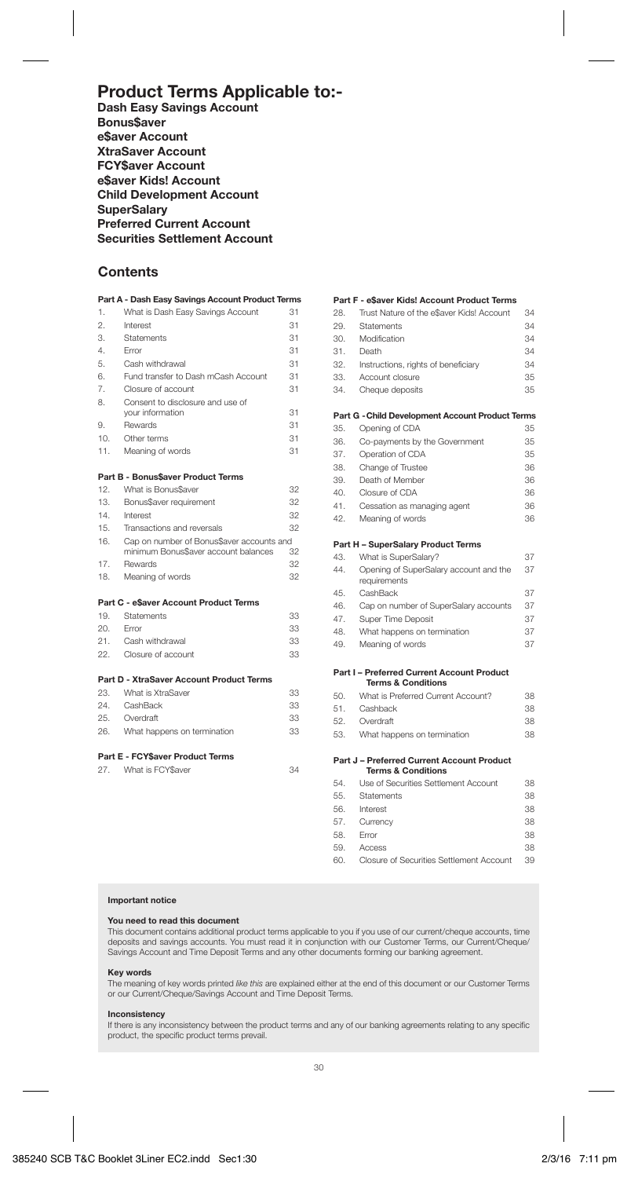# Product Terms Applicable to:-

**Dash Easy Savings Account**
**Bonus$aver**
**e$aver Account**
**XtraSaver Account**
**FCY$aver Account**
**e$aver Kids! Account**
**Child Development Account**
**SuperSalary**
**Preferred Current Account**
**Securities Settlement Account**

## Contents

**Part A - Dash Easy Savings Account Product Terms**

| | | |
|---|---|---|
| 1. | What is Dash Easy Savings Account | 31 |
| 2. | Interest | 31 |
| 3. | Statements | 31 |
| 4. | Error | 31 |
| 5. | Cash withdrawal | 31 |
| 6. | Fund transfer to Dash mCash Account | 31 |
| 7. | Closure of account | 31 |
| 8. | Consent to disclosure and use of your information | 31 |
| 9. | Rewards | 31 |
| 10. | Other terms | 31 |
| 11. | Meaning of words | 31 |

**Part B - Bonus$aver Product Terms**

| | | |
|---|---|---|
| 12. | What is Bonus$aver | 32 |
| 13. | Bonus$aver requirement | 32 |
| 14. | Interest | 32 |
| 15. | Transactions and reversals | 32 |
| 16. | Cap on number of Bonus$aver accounts and minimum Bonus$aver account balances | 32 |
| 17. | Rewards | 32 |
| 18. | Meaning of words | 32 |

**Part C - e$aver Account Product Terms**

| | | |
|---|---|---|
| 19. | Statements | 33 |
| 20. | Error | 33 |
| 21. | Cash withdrawal | 33 |
| 22. | Closure of account | 33 |

**Part D - XtraSaver Account Product Terms**

| | | |
|---|---|---|
| 23. | What is XtraSaver | 33 |
| 24. | CashBack | 33 |
| 25. | Overdraft | 33 |
| 26. | What happens on termination | 33 |

**Part E - FCY$aver Product Terms**

| | | |
|---|---|---|
| 27. | What is FCY$aver | 34 |

**Part F - e$aver Kids! Account Product Terms**

| | | |
|---|---|---|
| 28. | Trust Nature of the e$aver Kids! Account | 34 |
| 29. | Statements | 34 |
| 30. | Modification | 34 |
| 31. | Death | 34 |
| 32. | Instructions, rights of beneficiary | 34 |
| 33. | Account closure | 35 |
| 34. | Cheque deposits | 35 |

**Part G - Child Development Account Product Terms**

| | | |
|---|---|---|
| 35. | Opening of CDA | 35 |
| 36. | Co-payments by the Government | 35 |
| 37. | Operation of CDA | 35 |
| 38. | Change of Trustee | 36 |
| 39. | Death of Member | 36 |
| 40. | Closure of CDA | 36 |
| 41. | Cessation as managing agent | 36 |
| 42. | Meaning of words | 36 |

**Part H – SuperSalary Product Terms**

| | | |
|---|---|---|
| 43. | What is SuperSalary? | 37 |
| 44. | Opening of SuperSalary account and the requirements | 37 |
| 45. | CashBack | 37 |
| 46. | Cap on number of SuperSalary accounts | 37 |
| 47. | Super Time Deposit | 37 |
| 48. | What happens on termination | 37 |
| 49. | Meaning of words | 37 |

**Part I – Preferred Current Account Product Terms & Conditions**

| | | |
|---|---|---|
| 50. | What is Preferred Current Account? | 38 |
| 51. | Cashback | 38 |
| 52. | Overdraft | 38 |
| 53. | What happens on termination | 38 |

**Part J – Preferred Current Account Product Terms & Conditions**

| | | |
|---|---|---|
| 54. | Use of Securities Settlement Account | 38 |
| 55. | Statements | 38 |
| 56. | Interest | 38 |
| 57. | Currency | 38 |
| 58. | Error | 38 |
| 59. | Access | 38 |
| 60. | Closure of Securities Settlement Account | 39 |

**Important notice**

**You need to read this document**

This document contains additional product terms applicable to you if you use of our current/cheque accounts, time deposits and savings accounts. You must read it in conjunction with our Customer Terms, our Current/Cheque/Savings Account and Time Deposit Terms and any other documents forming our banking agreement.

**Key words**

The meaning of key words printed *like this* are explained either at the end of this document or our Customer Terms or our Current/Cheque/Savings Account and Time Deposit Terms.

**Inconsistency**

If there is any inconsistency between the product terms and any of our banking agreements relating to any specific product, the specific product terms prevail.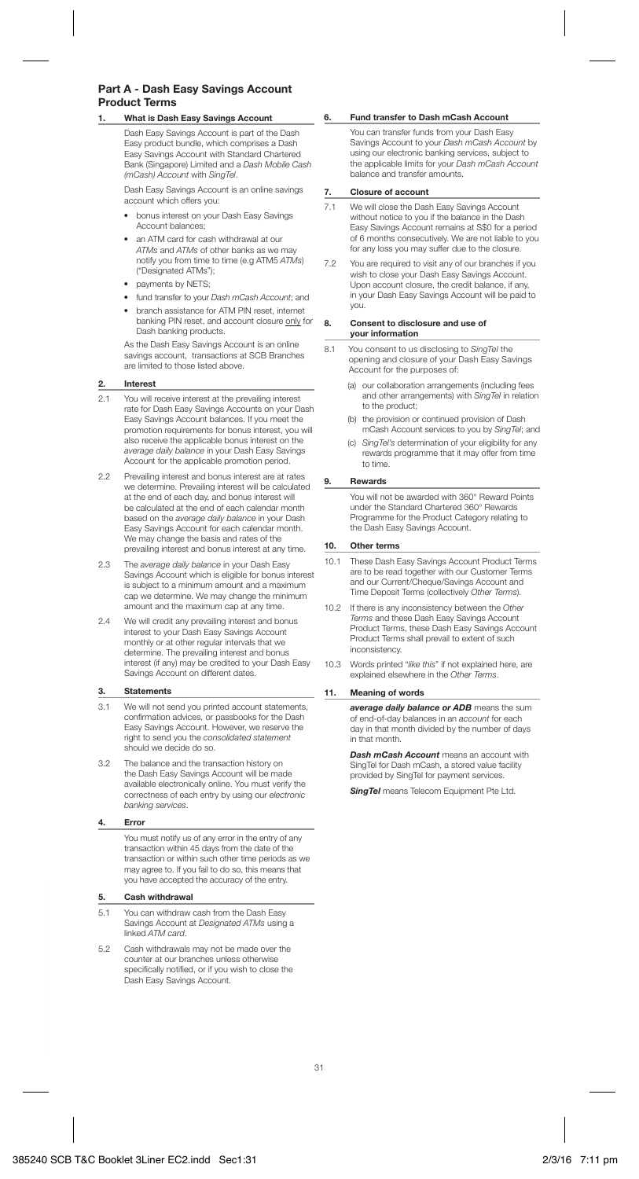# Part A - Dash Easy Savings Account Product Terms

## 1. What is Dash Easy Savings Account

Dash Easy Savings Account is part of the Dash Easy product bundle, which comprises a Dash Easy Savings Account with Standard Chartered Bank (Singapore) Limited and a *Dash Mobile Cash (mCash) Account* with *SingTel*.

Dash Easy Savings Account is an online savings account which offers you:

- bonus interest on your Dash Easy Savings Account balances;
- an ATM card for cash withdrawal at our *ATMs* and *ATMs* of other banks as we may notify you from time to time (e.g ATM5 *ATMs*) ("Designated ATMs");
- payments by NETS;
- fund transfer to your *Dash mCash Account*; and
- branch assistance for ATM PIN reset, internet banking PIN reset, and account closure only for Dash banking products.

As the Dash Easy Savings Account is an online savings account, transactions at SCB Branches are limited to those listed above.

## 2. Interest

2.1 You will receive interest at the prevailing interest rate for Dash Easy Savings Accounts on your Dash Easy Savings Account balances. If you meet the promotion requirements for bonus interest, you will also receive the applicable bonus interest on the *average daily balance* in your Dash Easy Savings Account for the applicable promotion period.

2.2 Prevailing interest and bonus interest are at rates we determine. Prevailing interest will be calculated at the end of each day, and bonus interest will be calculated at the end of each calendar month based on the *average daily balance* in your Dash Easy Savings Account for each calendar month. We may change the basis and rates of the prevailing interest and bonus interest at any time.

2.3 The *average daily balance* in your Dash Easy Savings Account which is eligible for bonus interest is subject to a minimum amount and a maximum cap we determine. We may change the minimum amount and the maximum cap at any time.

2.4 We will credit any prevailing interest and bonus interest to your Dash Easy Savings Account monthly or at other regular intervals that we determine. The prevailing interest and bonus interest (if any) may be credited to your Dash Easy Savings Account on different dates.

## 3. Statements

3.1 We will not send you printed account statements, confirmation advices, or passbooks for the Dash Easy Savings Account. However, we reserve the right to send you the *consolidated statement* should we decide do so.

3.2 The balance and the transaction history on the Dash Easy Savings Account will be made available electronically online. You must verify the correctness of each entry by using our *electronic banking services*.

## 4. Error

You must notify us of any error in the entry of any transaction within 45 days from the date of the transaction or within such other time periods as we may agree to. If you fail to do so, this means that you have accepted the accuracy of the entry.

## 5. Cash withdrawal

5.1 You can withdraw cash from the Dash Easy Savings Account at *Designated ATMs* using a linked *ATM card*.

5.2 Cash withdrawals may not be made over the counter at our branches unless otherwise specifically notified, or if you wish to close the Dash Easy Savings Account.

## 6. Fund transfer to Dash mCash Account

You can transfer funds from your Dash Easy Savings Account to your *Dash mCash Account* by using our electronic banking services, subject to the applicable limits for your *Dash mCash Account* balance and transfer amounts.

## 7. Closure of account

7.1 We will close the Dash Easy Savings Account without notice to you if the balance in the Dash Easy Savings Account remains at S$0 for a period of 6 months consecutively. We are not liable to you for any loss you may suffer due to the closure.

7.2 You are required to visit any of our branches if you wish to close your Dash Easy Savings Account. Upon account closure, the credit balance, if any, in your Dash Easy Savings Account will be paid to you.

## 8. Consent to disclosure and use of your information

8.1 You consent to us disclosing to *SingTel* the opening and closure of your Dash Easy Savings Account for the purposes of:

(a) our collaboration arrangements (including fees and other arrangements) with *SingTel* in relation to the product;

(b) the provision or continued provision of Dash mCash Account services to you by *SingTel*; and

(c) *SingTel's* determination of your eligibility for any rewards programme that it may offer from time to time.

## 9. Rewards

You will not be awarded with 360° Reward Points under the Standard Chartered 360° Rewards Programme for the Product Category relating to the Dash Easy Savings Account.

## 10. Other terms

10.1 These Dash Easy Savings Account Product Terms are to be read together with our Customer Terms and our Current/Cheque/Savings Account and Time Deposit Terms (collectively *Other Terms*).

10.2 If there is any inconsistency between the *Other Terms* and these Dash Easy Savings Account Product Terms, these Dash Easy Savings Account Product Terms shall prevail to extent of such inconsistency.

10.3 Words printed "*like this*" if not explained here, are explained elsewhere in the *Other Terms*.

## 11. Meaning of words

***average daily balance or ADB*** means the sum of end-of-day balances in an *account* for each day in that month divided by the number of days in that month.

***Dash mCash Account*** means an account with SingTel for Dash mCash, a stored value facility provided by SingTel for payment services.

***SingTel*** means Telecom Equipment Pte Ltd.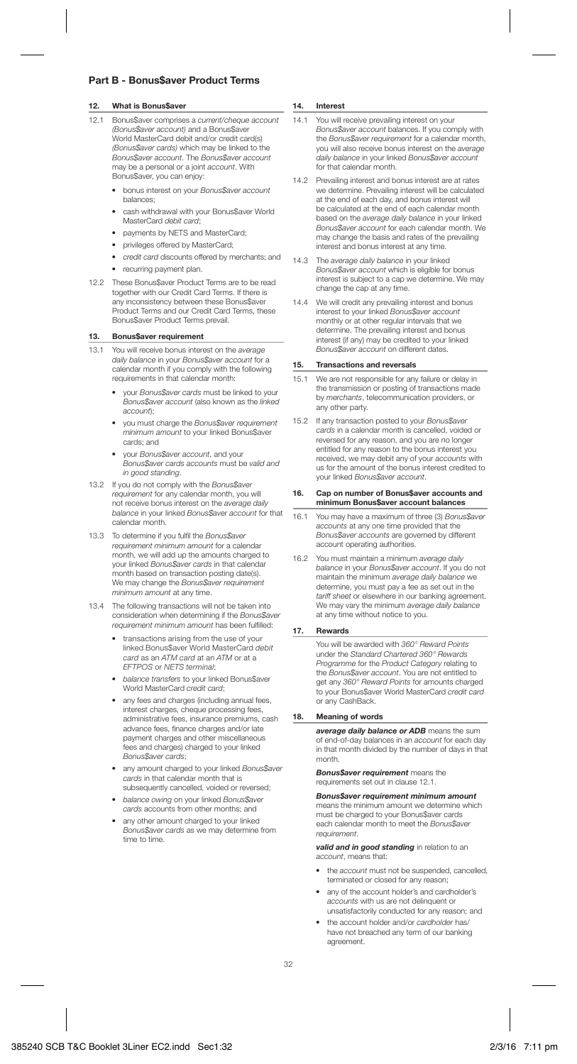## Part B - Bonus$aver Product Terms

### 12. What is Bonus$aver

12.1 Bonus$aver comprises a *current/cheque account (Bonus$aver account)* and a Bonus$aver World MasterCard debit and/or credit card(s) *(Bonus$aver cards)* which may be linked to the *Bonus$aver account*. The *Bonus$aver account* may be a personal or a joint *account*. With Bonus$aver, you can enjoy:

- bonus interest on your *Bonus$aver account* balances;
- cash withdrawal with your Bonus$aver World MasterCard *debit card*;
- payments by NETS and MasterCard;
- privileges offered by MasterCard;
- *credit card* discounts offered by merchants; and
- recurring payment plan.

12.2 These Bonus$aver Product Terms are to be read together with our Credit Card Terms. If there is any inconsistency between these Bonus$aver Product Terms and our Credit Card Terms, these Bonus$aver Product Terms prevail.

### 13. Bonus$aver requirement

13.1 You will receive bonus interest on the *average daily balance* in your *Bonus$aver account* for a calendar month if you comply with the following requirements in that calendar month:

- your *Bonus$aver cards* must be linked to your *Bonus$aver account* (also known as the *linked account*);
- you must charge the *Bonus$aver requirement minimum amount* to your linked Bonus$aver cards; and
- your *Bonus$aver account*, and your *Bonus$aver cards accounts* must be *valid and in good standing*.

13.2 If you do not comply with the *Bonus$aver requirement* for any calendar month, you will not receive bonus interest on the *average daily balance* in your linked *Bonus$aver account* for that calendar month.

13.3 To determine if you fulfil the *Bonus$aver requirement minimum amount* for a calendar month, we will add up the amounts charged to your linked *Bonus$aver cards* in that calendar month based on transaction posting date(s). We may change the *Bonus$aver requirement minimum amount* at any time.

13.4 The following transactions will not be taken into consideration when determining if the *Bonus$aver requirement minimum amount* has been fulfilled:

- transactions arising from the use of your linked Bonus$aver World MasterCard *debit card* as an *ATM card* at an *ATM* or at a *EFTPOS* or *NETS terminal*;
- *balance transfers* to your linked Bonus$aver World MasterCard *credit card*;
- any fees and charges (including annual fees, interest charges, cheque processing fees, administrative fees, insurance premiums, cash advance fees, finance charges and/or late payment charges and other miscellaneous fees and charges) charged to your linked *Bonus$aver cards*;
- any amount charged to your linked *Bonus$aver cards* in that calendar month that is subsequently cancelled, voided or reversed;
- *balance owing* on your linked *Bonus$aver cards* accounts from other months; and
- any other amount charged to your linked *Bonus$aver cards* as we may determine from time to time.

### 14. Interest

14.1 You will receive prevailing interest on your *Bonus$aver account* balances. If you comply with the *Bonus$aver requirement* for a calendar month, you will also receive bonus interest on the *average daily balance* in your linked *Bonus$aver account* for that calendar month.

14.2 Prevailing interest and bonus interest are at rates we determine. Prevailing interest will be calculated at the end of each day, and bonus interest will be calculated at the end of each calendar month based on the *average daily balance* in your linked *Bonus$aver account* for each calendar month. We may change the basis and rates of the prevailing interest and bonus interest at any time.

14.3 The *average daily balance* in your linked *Bonus$aver account* which is eligible for bonus interest is subject to a cap we determine. We may change the cap at any time.

14.4 We will credit any prevailing interest and bonus interest to your linked *Bonus$aver account* monthly or at other regular intervals that we determine. The prevailing interest and bonus interest (if any) may be credited to your linked *Bonus$aver account* on different dates.

### 15. Transactions and reversals

15.1 We are not responsible for any failure or delay in the transmission or posting of transactions made by *merchants*, telecommunication providers, or any other party.

15.2 If any transaction posted to your *Bonus$aver cards* in a calendar month is cancelled, voided or reversed for any reason, and you are no longer entitled for any reason to the bonus interest you received, we may debit any of your *accounts* with us for the amount of the bonus interest credited to your linked *Bonus$aver account*.

### 16. Cap on number of Bonus$aver accounts and minimum Bonus$aver account balances

16.1 You may have a maximum of three (3) *Bonus$aver accounts* at any one time provided that the *Bonus$aver accounts* are governed by different account operating authorities.

16.2 You must maintain a minimum *average daily balance* in your *Bonus$aver account*. If you do not maintain the minimum *average daily balance* we determine, you must pay a fee as set out in the *tariff sheet* or elsewhere in our banking agreement. We may vary the minimum *average daily balance* at any time without notice to you.

### 17. Rewards

You will be awarded with *360° Reward Points* under the *Standard Chartered 360° Rewards Programme* for the *Product Category* relating to the *Bonus$aver account*. You are not entitled to get any *360° Reward Points* for amounts charged to your Bonus$aver World MasterCard *credit card* or any CashBack.

### 18. Meaning of words

***average daily balance or ADB*** means the sum of end-of-day balances in an *account* for each day in that month divided by the number of days in that month.

***Bonus$aver requirement*** means the requirements set out in clause 12.1.

***Bonus$aver requirement minimum amount*** means the minimum amount we determine which must be charged to your Bonus$aver cards each calendar month to meet the *Bonus$aver requirement*.

***valid and in good standing*** in relation to an *account*, means that:

- the *account* must not be suspended, cancelled, terminated or closed for any reason;
- any of the account holder's and cardholder's *accounts* with us are not delinquent or unsatisfactorily conducted for any reason; and
- the account holder and/or *cardholder* has/have not breached any term of our banking agreement.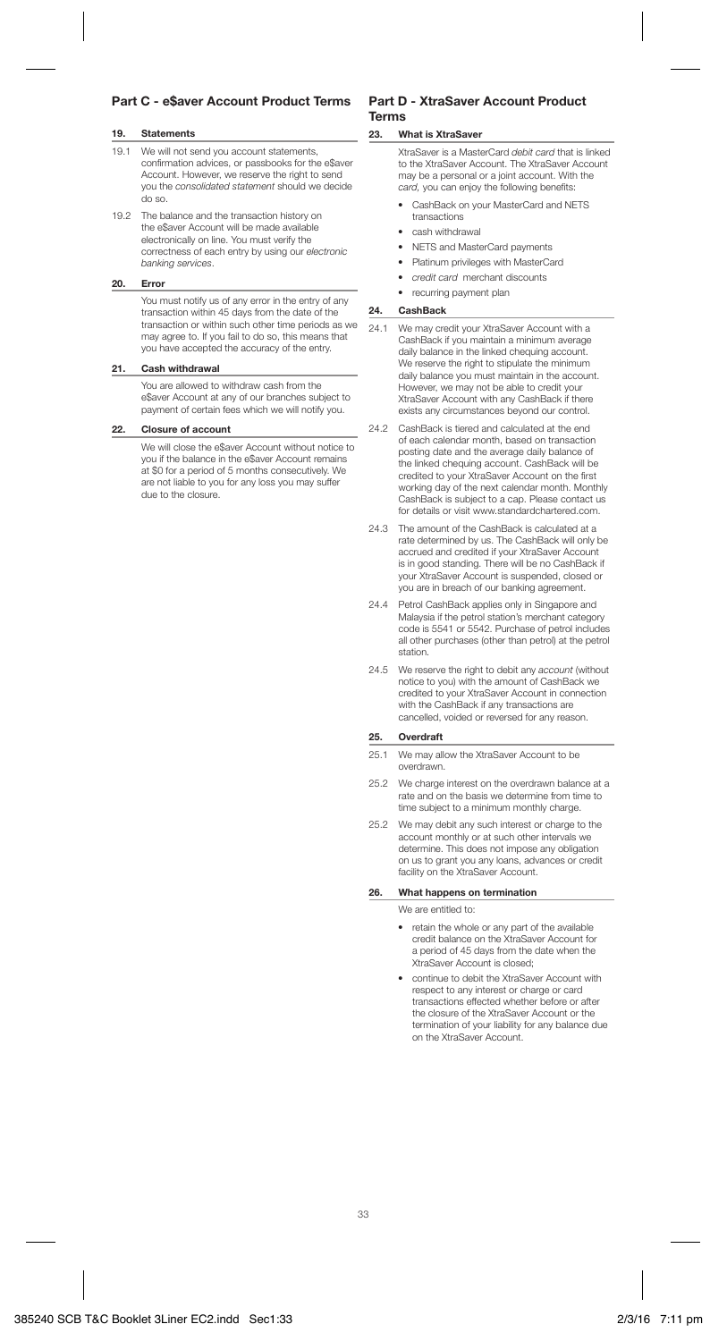## Part C - e$aver Account Product Terms

### 19. Statements

19.1 We will not send you account statements, confirmation advices, or passbooks for the e$aver Account. However, we reserve the right to send you the *consolidated statement* should we decide do so.

19.2 The balance and the transaction history on the e$aver Account will be made available electronically on line. You must verify the correctness of each entry by using our *electronic banking services*.

### 20. Error

You must notify us of any error in the entry of any transaction within 45 days from the date of the transaction or within such other time periods as we may agree to. If you fail to do so, this means that you have accepted the accuracy of the entry.

### 21. Cash withdrawal

You are allowed to withdraw cash from the e$aver Account at any of our branches subject to payment of certain fees which we will notify you.

### 22. Closure of account

We will close the e$aver Account without notice to you if the balance in the e$aver Account remains at $0 for a period of 5 months consecutively. We are not liable to you for any loss you may suffer due to the closure.

## Part D - XtraSaver Account Product Terms

### 23. What is XtraSaver

XtraSaver is a MasterCard *debit card* that is linked to the XtraSaver Account. The XtraSaver Account may be a personal or a joint account. With the *card*, you can enjoy the following benefits:

- CashBack on your MasterCard and NETS transactions
- cash withdrawal
- NETS and MasterCard payments
- Platinum privileges with MasterCard
- *credit card* merchant discounts
- recurring payment plan

### 24. CashBack

24.1 We may credit your XtraSaver Account with a CashBack if you maintain a minimum average daily balance in the linked chequing account. We reserve the right to stipulate the minimum daily balance you must maintain in the account. However, we may not be able to credit your XtraSaver Account with any CashBack if there exists any circumstances beyond our control.

24.2 CashBack is tiered and calculated at the end of each calendar month, based on transaction posting date and the average daily balance of the linked chequing account. CashBack will be credited to your XtraSaver Account on the first working day of the next calendar month. Monthly CashBack is subject to a cap. Please contact us for details or visit www.standardchartered.com.

24.3 The amount of the CashBack is calculated at a rate determined by us. The CashBack will only be accrued and credited if your XtraSaver Account is in good standing. There will be no CashBack if your XtraSaver Account is suspended, closed or you are in breach of our banking agreement.

24.4 Petrol CashBack applies only in Singapore and Malaysia if the petrol station's merchant category code is 5541 or 5542. Purchase of petrol includes all other purchases (other than petrol) at the petrol station.

24.5 We reserve the right to debit any *account* (without notice to you) with the amount of CashBack we credited to your XtraSaver Account in connection with the CashBack if any transactions are cancelled, voided or reversed for any reason.

### 25. Overdraft

25.1 We may allow the XtraSaver Account to be overdrawn.

25.2 We charge interest on the overdrawn balance at a rate and on the basis we determine from time to time subject to a minimum monthly charge.

25.2 We may debit any such interest or charge to the account monthly or at such other intervals we determine. This does not impose any obligation on us to grant you any loans, advances or credit facility on the XtraSaver Account.

### 26. What happens on termination

We are entitled to:

- retain the whole or any part of the available credit balance on the XtraSaver Account for a period of 45 days from the date when the XtraSaver Account is closed;
- continue to debit the XtraSaver Account with respect to any interest or charge or card transactions effected whether before or after the closure of the XtraSaver Account or the termination of your liability for any balance due on the XtraSaver Account.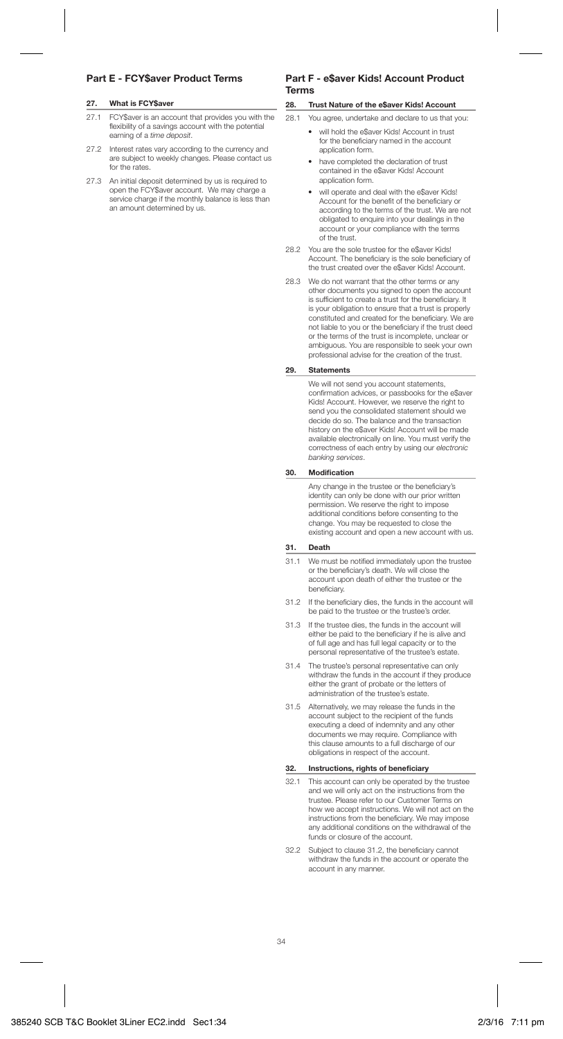## Part E - FCY$aver Product Terms

### 27. What is FCY$aver

27.1 FCY$aver is an account that provides you with the flexibility of a savings account with the potential earning of a *time deposit*.

27.2 Interest rates vary according to the currency and are subject to weekly changes. Please contact us for the rates.

27.3 An initial deposit determined by us is required to open the FCY$aver account. We may charge a service charge if the monthly balance is less than an amount determined by us.

## Part F - e$aver Kids! Account Product Terms

### 28. Trust Nature of the e$aver Kids! Account

28.1 You agree, undertake and declare to us that you:

- will hold the e$aver Kids! Account in trust for the beneficiary named in the account application form.
- have completed the declaration of trust contained in the e$aver Kids! Account application form.
- will operate and deal with the e$aver Kids! Account for the benefit of the beneficiary or according to the terms of the trust. We are not obligated to enquire into your dealings in the account or your compliance with the terms of the trust.

28.2 You are the sole trustee for the e$aver Kids! Account. The beneficiary is the sole beneficiary of the trust created over the e$aver Kids! Account.

28.3 We do not warrant that the other terms or any other documents you signed to open the account is sufficient to create a trust for the beneficiary. It is your obligation to ensure that a trust is properly constituted and created for the beneficiary. We are not liable to you or the beneficiary if the trust deed or the terms of the trust is incomplete, unclear or ambiguous. You are responsible to seek your own professional advise for the creation of the trust.

### 29. Statements

We will not send you account statements, confirmation advices, or passbooks for the e$aver Kids! Account. However, we reserve the right to send you the consolidated statement should we decide do so. The balance and the transaction history on the e$aver Kids! Account will be made available electronically on line. You must verify the correctness of each entry by using our *electronic banking services*.

### 30. Modification

Any change in the trustee or the beneficiary's identity can only be done with our prior written permission. We reserve the right to impose additional conditions before consenting to the change. You may be requested to close the existing account and open a new account with us.

### 31. Death

31.1 We must be notified immediately upon the trustee or the beneficiary's death. We will close the account upon death of either the trustee or the beneficiary.

31.2 If the beneficiary dies, the funds in the account will be paid to the trustee or the trustee's order.

31.3 If the trustee dies, the funds in the account will either be paid to the beneficiary if he is alive and of full age and has full legal capacity or to the personal representative of the trustee's estate.

31.4 The trustee's personal representative can only withdraw the funds in the account if they produce either the grant of probate or the letters of administration of the trustee's estate.

31.5 Alternatively, we may release the funds in the account subject to the recipient of the funds executing a deed of indemnity and any other documents we may require. Compliance with this clause amounts to a full discharge of our obligations in respect of the account.

### 32. Instructions, rights of beneficiary

32.1 This account can only be operated by the trustee and we will only act on the instructions from the trustee. Please refer to our Customer Terms on how we accept instructions. We will not act on the instructions from the beneficiary. We may impose any additional conditions on the withdrawal of the funds or closure of the account.

32.2 Subject to clause 31.2, the beneficiary cannot withdraw the funds in the account or operate the account in any manner.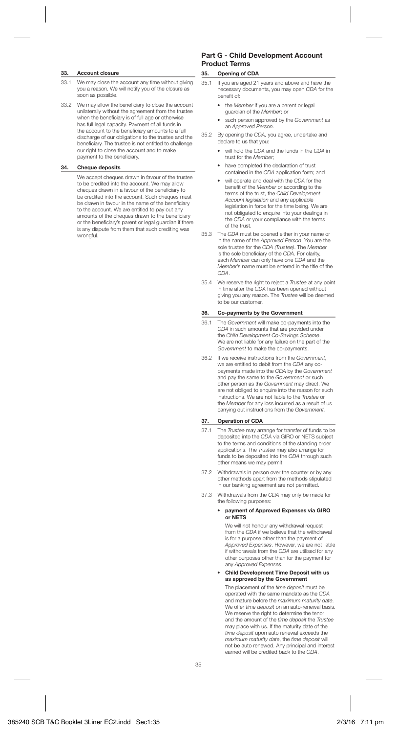### 33. Account closure

33.1 We may close the account any time without giving you a reason. We will notify you of the closure as soon as possible.

33.2 We may allow the beneficiary to close the account unilaterally without the agreement from the trustee when the beneficiary is of full age or otherwise has full legal capacity. Payment of all funds in the account to the beneficiary amounts to a full discharge of our obligations to the trustee and the beneficiary. The trustee is not entitled to challenge our right to close the account and to make payment to the beneficiary.

### 34. Cheque deposits

We accept cheques drawn in favour of the trustee to be credited into the account. We may allow cheques drawn in a favour of the beneficiary to be credited into the account. Such cheques must be drawn in favour in the name of the beneficiary to the account. We are entitled to pay out any amounts of the cheques drawn to the beneficiary or the beneficiary's parent or legal guardian if there is any dispute from them that such crediting was wrongful.

## Part G - Child Development Account Product Terms

### 35. Opening of CDA

35.1 If you are aged 21 years and above and have the necessary documents, you may open *CDA* for the benefit of:

- the *Member* if you are a parent or legal guardian of the *Member*; or
- such person approved by the *Government* as an *Approved Person*.

35.2 By opening the *CDA*, you agree, undertake and declare to us that you:

- will hold the *CDA* and the funds in the *CDA* in trust for the *Member*;
- have completed the declaration of trust contained in the *CDA* application form; and
- will operate and deal with the *CDA* for the benefit of the *Member* or according to the terms of the trust, the *Child Development Account legislation* and any applicable legislation in force for the time being. We are not obligated to enquire into your dealings in the *CDA* or your compliance with the terms of the trust.

35.3 The *CDA* must be opened either in your name or in the name of the *Approved Person*. You are the sole trustee for the *CDA (Trustee)*. The *Member* is the sole beneficiary of the *CDA*. For clarity, each *Member* can only have one *CDA* and the *Member*'s name must be entered in the title of the *CDA*.

35.4 We reserve the right to reject a *Trustee* at any point in time after the *CDA* has been opened without giving you any reason. The *Trustee* will be deemed to be our customer.

### 36. Co-payments by the Government

36.1 The *Government* will make co-payments into the *CDA* in such amounts that are provided under the *Child Development Co-Savings Scheme*. We are not liable for any failure on the part of the *Government* to make the co-payments.

36.2 If we receive instructions from the *Government*, we are entitled to debit from the *CDA* any co-payments made into the *CDA* by the *Government* and pay the same to the *Government* or such other person as the *Government* may direct. We are not obliged to enquire into the reason for such instructions. We are not liable to the *Trustee* or the *Member* for any loss incurred as a result of us carrying out instructions from the *Government*.

### 37. Operation of CDA

37.1 The *Trustee* may arrange for transfer of funds to be deposited into the *CDA* via GIRO or NETS subject to the terms and conditions of the standing order applications. The *Trustee* may also arrange for funds to be deposited into the *CDA* through such other means we may permit.

37.2 Withdrawals in person over the counter or by any other methods apart from the methods stipulated in our banking agreement are not permitted.

37.3 Withdrawals from the *CDA* may only be made for the following purposes:

- **payment of Approved Expenses via GIRO or NETS**

  We will not honour any withdrawal request from the *CDA* if we believe that the withdrawal is for a purpose other than the payment of *Approved Expenses*. However, we are not liable if withdrawals from the *CDA* are utilised for any other purposes other than for the payment for any *Approved Expenses*.

- **Child Development Time Deposit with us as approved by the Government**

  The placement of the *time deposit* must be operated with the same mandate as the *CDA* and mature before the *maximum maturity date*. We offer *time deposit* on an auto-renewal basis. We reserve the right to determine the tenor and the amount of the *time deposit* the *Trustee* may place with us. If the maturity date of the *time deposit* upon auto renewal exceeds the *maximum maturity date*, the *time deposit* will not be auto renewed. Any principal and interest earned will be credited back to the *CDA*.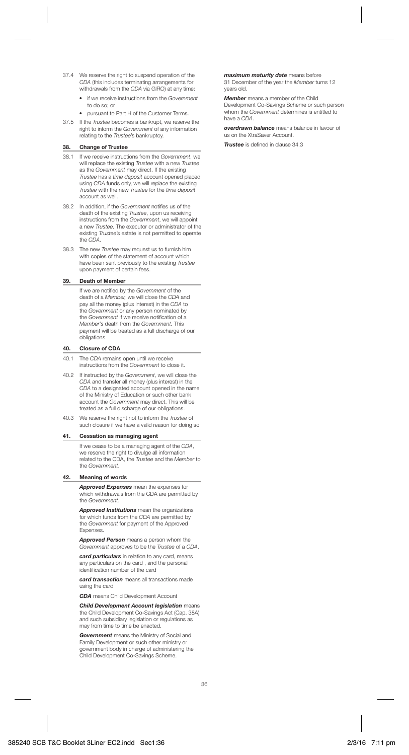37.4 We reserve the right to suspend operation of the *CDA* (this includes terminating arrangements for withdrawals from the *CDA* via GIRO) at any time:

- if we receive instructions from the *Government* to do so; or
- pursuant to Part H of the Customer Terms.

37.5 If the *Trustee* becomes a bankrupt, we reserve the right to inform the *Government* of any information relating to the *Trustee*'s bankruptcy.

## 38. Change of Trustee

38.1 If we receive instructions from the *Government*, we will replace the existing *Trustee* with a new *Trustee* as the *Government* may direct. If the existing *Trustee* has a *time deposit* account opened placed using *CDA* funds only, we will replace the existing *Trustee* with the new *Trustee* for the *time deposit* account as well.

38.2 In addition, if the *Government* notifies us of the death of the existing *Trustee*, upon us receiving instructions from the *Government*, we will appoint a new *Trustee*. The executor or administrator of the existing *Trustee*'s estate is not permitted to operate the *CDA*.

38.3 The new *Trustee* may request us to furnish him with copies of the statement of account which have been sent previously to the existing *Trustee* upon payment of certain fees.

## 39. Death of Member

If we are notified by the *Government* of the death of a *Member,* we will close the *CDA* and pay all the money (plus interest) in the *CDA* to the *Government* or any person nominated by the *Government* if we receive notification of a *Member's* death from the *Government.* This payment will be treated as a full discharge of our obligations.

## 40. Closure of CDA

40.1 The *CDA* remains open until we receive instructions from the *Government* to close it.

40.2 If instructed by the *Government*, we will close the *CDA* and transfer all money (plus interest) in the *CDA* to a designated account opened in the name of the Ministry of Education or such other bank account the *Government* may direct. This will be treated as a full discharge of our obligations.

40.3 We reserve the right not to inform the *Trustee* of such closure if we have a valid reason for doing so

## 41. Cessation as managing agent

If we cease to be a managing agent of the *CDA*, we reserve the right to divulge all information related to the CDA, the *Trustee* and the *Member* to the *Government*.

## 42. Meaning of words

***Approved Expenses*** mean the expenses for which withdrawals from the CDA are permitted by the *Government*.

***Approved Institutions*** mean the organizations for which funds from the *CDA* are permitted by the *Government* for payment of the Approved Expenses.

***Approved Person*** means a person whom the *Government* approves to be the *Trustee* of a *CDA*.

***card particulars*** in relation to any card, means any particulars on the card , and the personal identification number of the card

***card transaction*** means all transactions made using the card

***CDA*** means Child Development Account

***Child Development Account legislation*** means the Child Development Co-Savings Act (Cap. 38A) and such subsidiary legislation or regulations as may from time to time be enacted.

***Government*** means the Ministry of Social and Family Development or such other ministry or government body in charge of administering the Child Development Co-Savings Scheme.

***maximum maturity date*** means before 31 December of the year the *Member* turns 12 years old.

***Member*** means a member of the Child Development Co-Savings Scheme or such person whom the *Government* determines is entitled to have a *CDA*.

***overdrawn balance*** means balance in favour of us on the XtraSaver Account.

***Trustee*** is defined in clause 34.3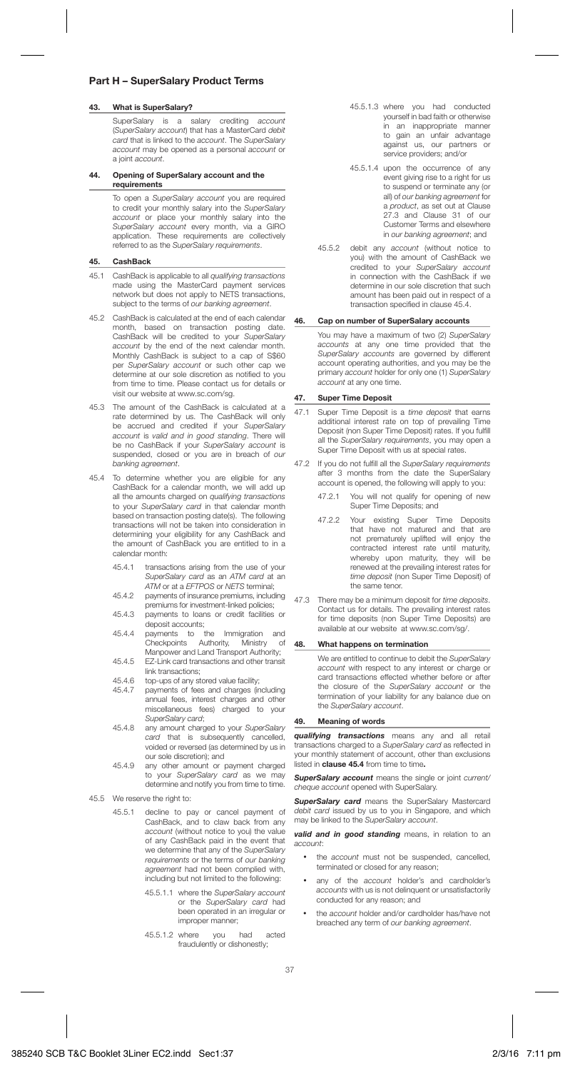# Part H – SuperSalary Product Terms

## 43. What is SuperSalary?

SuperSalary is a salary crediting *account* (*SuperSalary account*) that has a MasterCard *debit card* that is linked to the *account*. The *SuperSalary account* may be opened as a personal *account* or a joint *account*.

## 44. Opening of SuperSalary account and the requirements

To open a *SuperSalary account* you are required to credit your monthly salary into the *SuperSalary account* or place your monthly salary into the *SuperSalary account* every month, via a GIRO application. These requirements are collectively referred to as the *SuperSalary requirements*.

## 45. CashBack

45.1 CashBack is applicable to all *qualifying transactions* made using the MasterCard payment services network but does not apply to NETS transactions, subject to the terms of *our banking agreement*.

45.2 CashBack is calculated at the end of each calendar month, based on transaction posting date. CashBack will be credited to your *SuperSalary account* by the end of the next calendar month. Monthly CashBack is subject to a cap of S$60 per *SuperSalary account* or such other cap we determine at our sole discretion as notified to you from time to time. Please contact us for details or visit our website at www.sc.com/sg.

45.3 The amount of the CashBack is calculated at a rate determined by us. The CashBack will only be accrued and credited if your *SuperSalary account* is *valid and in good standing*. There will be no CashBack if your *SuperSalary account* is suspended, closed or you are in breach of *our banking agreement*.

45.4 To determine whether you are eligible for any CashBack for a calendar month, we will add up all the amounts charged on *qualifying transactions* to your *SuperSalary card* in that calendar month based on transaction posting date(s). The following transactions will not be taken into consideration in determining your eligibility for any CashBack and the amount of CashBack you are entitled to in a calendar month:

45.4.1 transactions arising from the use of your *SuperSalary card* as an *ATM card* at an *ATM* or at a *EFTPOS* or *NETS* terminal;

45.4.2 payments of insurance premiums, including premiums for investment-linked policies;

45.4.3 payments to loans or credit facilities or deposit accounts;

45.4.4 payments to the Immigration and Checkpoints Authority, Ministry of Manpower and Land Transport Authority;

45.4.5 EZ-Link card transactions and other transit link transactions;

45.4.6 top-ups of any stored value facility;

45.4.7 payments of fees and charges (including annual fees, interest charges and other miscellaneous fees) charged to your *SuperSalary card*;

45.4.8 any amount charged to your *SuperSalary card* that is subsequently cancelled, voided or reversed (as determined by us in our sole discretion); and

45.4.9 any other amount or payment charged to your *SuperSalary card* as we may determine and notify you from time to time.

45.5 We reserve the right to:

45.5.1 decline to pay or cancel payment of CashBack, and to claw back from any *account* (without notice to you) the value of any CashBack paid in the event that we determine that any of the *SuperSalary requirements* or the terms of *our banking agreement* had not been complied with, including but not limited to the following:

45.5.1.1 where the *SuperSalary account* or the *SuperSalary card* had been operated in an irregular or improper manner;

45.5.1.2 where you had acted fraudulently or dishonestly;

45.5.1.3 where you had conducted yourself in bad faith or otherwise in an inappropriate manner to gain an unfair advantage against us, our partners or service providers; and/or

45.5.1.4 upon the occurrence of any event giving rise to a right for us to suspend or terminate any (or all) of *our banking agreement* for a *product*, as set out at Clause 27.3 and Clause 31 of our Customer Terms and elsewhere in *our banking agreement*; and

45.5.2 debit any *account* (without notice to you) with the amount of CashBack we credited to your *SuperSalary account* in connection with the CashBack if we determine in our sole discretion that such amount has been paid out in respect of a transaction specified in clause 45.4.

## 46. Cap on number of SuperSalary accounts

You may have a maximum of two (2) *SuperSalary accounts* at any one time provided that the *SuperSalary accounts* are governed by different account operating authorities, and you may be the primary *account* holder for only one (1) *SuperSalary account* at any one time.

## 47. Super Time Deposit

47.1 Super Time Deposit is a *time deposit* that earns additional interest rate on top of prevailing Time Deposit (non Super Time Deposit) rates. If you fulfill all the *SuperSalary requirements*, you may open a Super Time Deposit with us at special rates.

47.2 If you do not fulfill all the *SuperSalary requirements* after 3 months from the date the SuperSalary account is opened, the following will apply to you:

47.2.1 You will not qualify for opening of new Super Time Deposits; and

47.2.2 Your existing Super Time Deposits that have not matured and that are not prematurely uplifted will enjoy the contracted interest rate until maturity, whereby upon maturity, they will be renewed at the prevailing interest rates for *time deposit* (non Super Time Deposit) of the same tenor.

47.3 There may be a minimum deposit for *time deposits*. Contact us for details. The prevailing interest rates for time deposits (non Super Time Deposits) are available at our website at www.sc.com/sg/.

## 48. What happens on termination

We are entitled to continue to debit the *SuperSalary account* with respect to any interest or charge or card transactions effected whether before or after the closure of the *SuperSalary account* or the termination of your liability for any balance due on the *SuperSalary account*.

## 49. Meaning of words

***qualifying transactions*** means any and all retail transactions charged to a *SuperSalary card* as reflected in your monthly statement of account, other than exclusions listed in **clause 45.4** from time to time**.**

***SuperSalary account*** means the single or joint *current/cheque account* opened with SuperSalary.

***SuperSalary card*** means the SuperSalary Mastercard *debit card* issued by us to you in Singapore, and which may be linked to the *SuperSalary account*.

***valid and in good standing*** means, in relation to an *account*:

- the *account* must not be suspended, cancelled, terminated or closed for any reason;
- any of the *account* holder's and cardholder's *accounts* with us is not delinquent or unsatisfactorily conducted for any reason; and
- the *account* holder and/or cardholder has/have not breached any term of *our banking agreement*.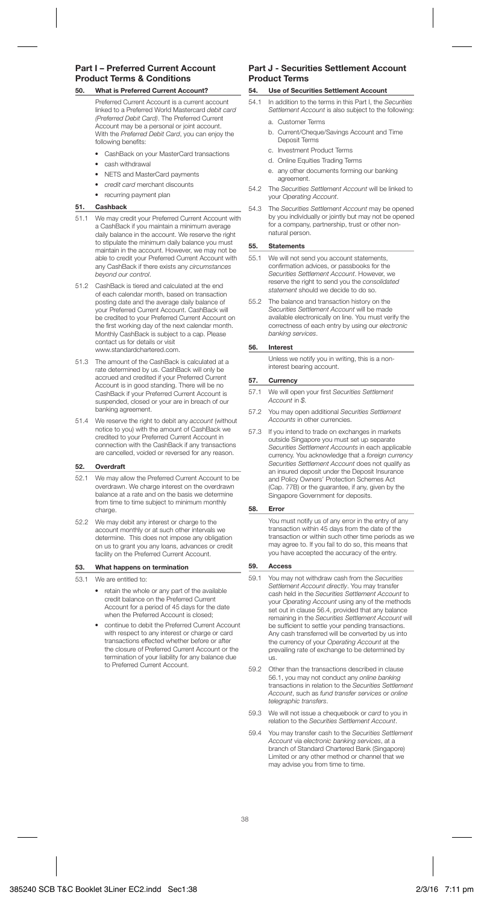## Part I – Preferred Current Account Product Terms & Conditions

### 50. What is Preferred Current Account?

Preferred Current Account is a current account linked to a Preferred World Mastercard *debit card (Preferred Debit Card)*. The Preferred Current Account may be a personal or joint account. With the *Preferred Debit Card*, you can enjoy the following benefits:

- CashBack on your MasterCard transactions
- cash withdrawal
- NETS and MasterCard payments
- *credit card* merchant discounts
- recurring payment plan

### 51. Cashback

51.1 We may credit your Preferred Current Account with a CashBack if you maintain a minimum average daily balance in the account. We reserve the right to stipulate the minimum daily balance you must maintain in the account. However, we may not be able to credit your Preferred Current Account with any CashBack if there exists any *circumstances beyond our control*.

51.2 CashBack is tiered and calculated at the end of each calendar month, based on transaction posting date and the average daily balance of your Preferred Current Account. CashBack will be credited to your Preferred Current Account on the first working day of the next calendar month. Monthly CashBack is subject to a cap. Please contact us for details or visit www.standardchartered.com.

51.3 The amount of the CashBack is calculated at a rate determined by us. CashBack will only be accrued and credited if your Preferred Current Account is in good standing. There will be no CashBack if your Preferred Current Account is suspended, closed or your are in breach of our banking agreement.

51.4 We reserve the right to debit any *account* (without notice to you) with the amount of CashBack we credited to your Preferred Current Account in connection with the CashBack if any transactions are cancelled, voided or reversed for any reason.

### 52. Overdraft

52.1 We may allow the Preferred Current Account to be overdrawn. We charge interest on the overdrawn balance at a rate and on the basis we determine from time to time subject to minimum monthly charge.

52.2 We may debit any interest or charge to the account monthly or at such other intervals we determine. This does not impose any obligation on us to grant you any loans, advances or credit facility on the Preferred Current Account.

### 53. What happens on termination

53.1 We are entitled to:

- retain the whole or any part of the available credit balance on the Preferred Current Account for a period of 45 days for the date when the Preferred Account is closed;
- continue to debit the Preferred Current Account with respect to any interest or charge or card transactions effected whether before or after the closure of Preferred Current Account or the termination of your liability for any balance due to Preferred Current Account.

## Part J - Securities Settlement Account Product Terms

### 54. Use of Securities Settlement Account

54.1 In addition to the terms in this Part I, the *Securities Settlement Account* is also subject to the following:

a. Customer Terms

b. Current/Cheque/Savings Account and Time Deposit Terms

c. Investment Product Terms

d. Online Equities Trading Terms

e. any other documents forming our banking agreement.

54.2 The *Securities Settlement Account* will be linked to your *Operating Account*.

54.3 The *Securities Settlement Account* may be opened by you individually or jointly but may not be opened for a company, partnership, trust or other non-natural person.

### 55. Statements

55.1 We will not send you account statements, confirmation advices, or passbooks for the *Securities Settlement Account*. However, we reserve the right to send you the *consolidated statement* should we decide to do so.

55.2 The balance and transaction history on the *Securities Settlement Account* will be made available electronically on line. You must verify the correctness of each entry by using our *electronic banking services*.

### 56. Interest

Unless we notify you in writing, this is a non-interest bearing account.

### 57. Currency

57.1 We will open your first *Securities Settlement Account* in *$*.

57.2 You may open additional *Securities Settlement Accounts* in other currencies.

57.3 If you intend to trade on exchanges in markets outside Singapore you must set up separate *Securities Settlement Accounts* in each applicable currency. You acknowledge that a *foreign currency Securities Settlement Account* does not qualify as an insured deposit under the Deposit Insurance and Policy Owners' Protection Schemes Act (Cap. 77B) or the guarantee, if any, given by the Singapore Government for deposits.

### 58. Error

You must notify us of any error in the entry of any transaction within 45 days from the date of the transaction or within such other time periods as we may agree to. If you fail to do so, this means that you have accepted the accuracy of the entry.

### 59. Access

59.1 You may not withdraw cash from the *Securities Settlement Account directly*. You may transfer cash held in the *Securities Settlement Account* to your *Operating Account* using any of the methods set out in clause 56.4, provided that any balance remaining in the *Securities Settlement Account* will be sufficient to settle your pending transactions. Any cash transferred will be converted by us into the currency of your *Operating Account* at the prevailing rate of exchange to be determined by us.

59.2 Other than the transactions described in clause 56.1, you may not conduct any *online banking* transactions in relation to the *Securities Settlement Account*, such as *fund transfer services* or *online telegraphic transfers*.

59.3 We will not issue a chequebook or *card* to you in relation to the *Securities Settlement Account*.

59.4 You may transfer cash to the *Securities Settlement Account* via *electronic banking services*, at a branch of Standard Chartered Bank (Singapore) Limited or any other method or channel that we may advise you from time to time.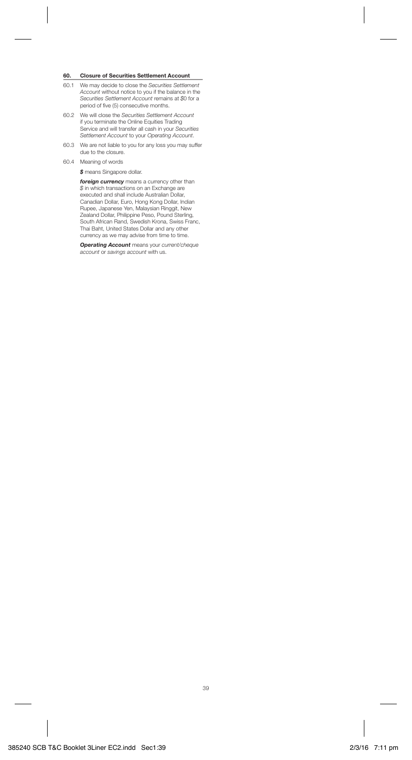## 60. Closure of Securities Settlement Account

60.1 We may decide to close the *Securities Settlement Account* without notice to you if the balance in the *Securities Settlement Account* remains at $0 for a period of five (5) consecutive months.

60.2 We will close the *Securities Settlement Account* if you terminate the Online Equities Trading Service and will transfer all cash in your *Securities Settlement Account* to your *Operating Account*.

60.3 We are not liable to you for any loss you may suffer due to the closure.

60.4 Meaning of words

***$*** means Singapore dollar.

***foreign currency*** means a currency other than $ in which transactions on an Exchange are executed and shall include Australian Dollar, Canadian Dollar, Euro, Hong Kong Dollar, Indian Rupee, Japanese Yen, Malaysian Ringgit, New Zealand Dollar, Philippine Peso, Pound Sterling, South African Rand, Swedish Krona, Swiss Franc, Thai Baht, United States Dollar and any other currency as we may advise from time to time.

***Operating Account*** means your *current/cheque account* or *savings account* with us.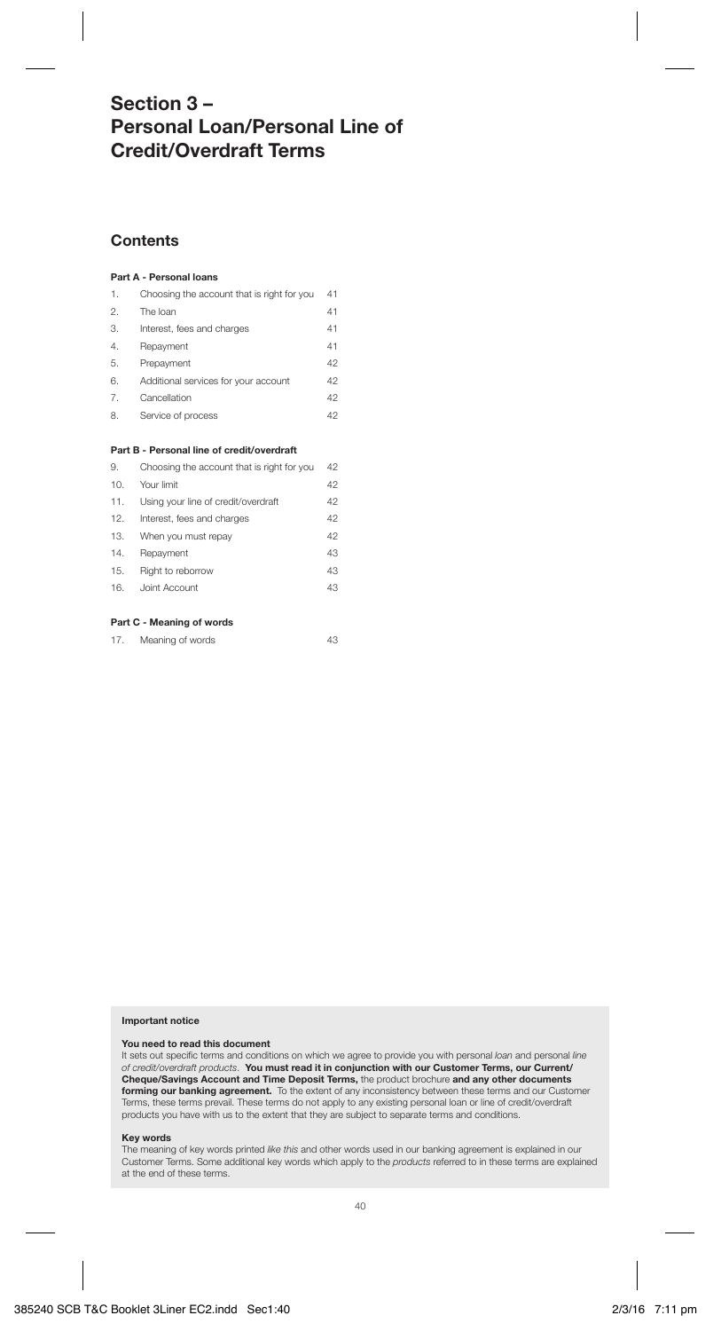# Section 3 – Personal Loan/Personal Line of Credit/Overdraft Terms

## Contents

**Part A - Personal loans**

| | | |
|---|---|---|
| 1. | Choosing the account that is right for you | 41 |
| 2. | The loan | 41 |
| 3. | Interest, fees and charges | 41 |
| 4. | Repayment | 41 |
| 5. | Prepayment | 42 |
| 6. | Additional services for your account | 42 |
| 7. | Cancellation | 42 |
| 8. | Service of process | 42 |

**Part B - Personal line of credit/overdraft**

| | | |
|---|---|---|
| 9. | Choosing the account that is right for you | 42 |
| 10. | Your limit | 42 |
| 11. | Using your line of credit/overdraft | 42 |
| 12. | Interest, fees and charges | 42 |
| 13. | When you must repay | 42 |
| 14. | Repayment | 43 |
| 15. | Right to reborrow | 43 |
| 16. | Joint Account | 43 |

**Part C - Meaning of words**

| | | |
|---|---|---|
| 17. | Meaning of words | 43 |

**Important notice**

**You need to read this document**

It sets out specific terms and conditions on which we agree to provide you with personal *loan* and personal *line of credit/overdraft products*. **You must read it in conjunction with our Customer Terms, our Current/Cheque/Savings Account and Time Deposit Terms,** the product brochure **and any other documents forming our banking agreement.** To the extent of any inconsistency between these terms and our Customer Terms, these terms prevail. These terms do not apply to any existing personal loan or line of credit/overdraft products you have with us to the extent that they are subject to separate terms and conditions.

**Key words**

The meaning of key words printed *like this* and other words used in our banking agreement is explained in our Customer Terms. Some additional key words which apply to the *products* referred to in these terms are explained at the end of these terms.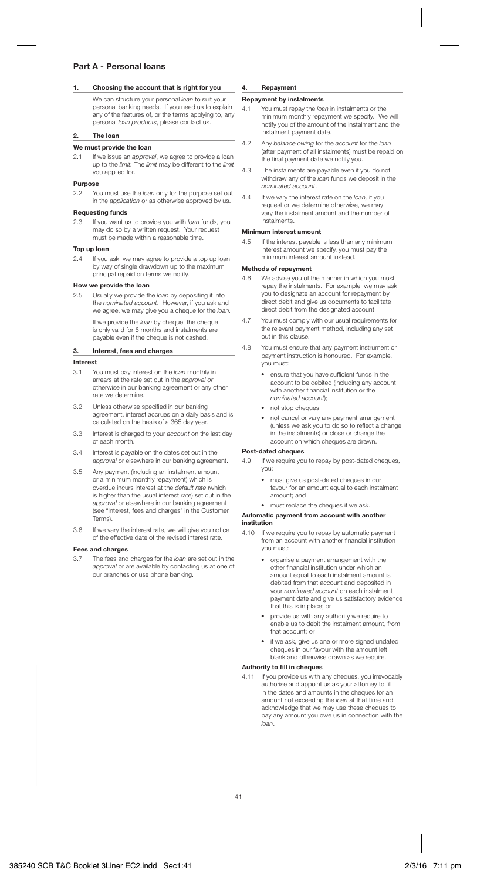## Part A - Personal loans

### 1. Choosing the account that is right for you

We can structure your personal *loan* to suit your personal banking needs. If you need us to explain any of the features of, or the terms applying to, any personal *loan products*, please contact us.

### 2. The loan

**We must provide the loan**

2.1 If we issue an *approval*, we agree to provide a loan up to the *limit*. The *limit* may be different to the *limit* you applied for.

**Purpose**

2.2 You must use the *loan* only for the purpose set out in the *application* or as otherwise approved by us.

**Requesting funds**

2.3 If you want us to provide you with *loan* funds, you may do so by a written request. Your request must be made within a reasonable time.

**Top up loan**

2.4 If you ask, we may agree to provide a top up loan by way of single drawdown up to the maximum principal repaid on terms we notify.

**How we provide the loan**

2.5 Usually we provide the *loan* by depositing it into the *nominated account*. However, if you ask and we agree, we may give you a cheque for the *loan*.

If we provide the *loan* by cheque, the cheque is only valid for 6 months and instalments are payable even if the cheque is not cashed.

### 3. Interest, fees and charges

**Interest**

3.1 You must pay interest on the *loan* monthly in arrears at the rate set out in the *approval or* otherwise in our banking agreement or any other rate we determine.

3.2 Unless otherwise specified in our banking agreement, interest accrues on a daily basis and is calculated on the basis of a 365 day year.

3.3 Interest is charged to your *account* on the last day of each month.

3.4 Interest is payable on the dates set out in the *approval* or elsewhere in our banking agreement.

3.5 Any payment (including an instalment amount or a minimum monthly repayment) which is overdue incurs interest at the *default rate* (which is higher than the usual interest rate) set out in the *approval* or elsewhere in our banking agreement (see "Interest, fees and charges" in the Customer Terms).

3.6 If we vary the interest rate, we will give you notice of the effective date of the revised interest rate.

**Fees and charges**

3.7 The fees and charges for the *loan* are set out in the *approval* or are available by contacting us at one of our branches or use phone banking.

### 4. Repayment

**Repayment by instalments**

4.1 You must repay the *loan* in instalments or the minimum monthly repayment we specify. We will notify you of the amount of the instalment and the instalment payment date.

4.2 Any *balance owing* for the *account* for the *loan* (after payment of all instalments) must be repaid on the final payment date we notify you.

4.3 The instalments are payable even if you do not withdraw any of the *loan* funds we deposit in the *nominated account*.

4.4 If we vary the interest rate on the *loan,* if you request or we determine otherwise, we may vary the instalment amount and the number of instalments.

**Minimum interest amount**

4.5 If the interest payable is less than any minimum interest amount we specify, you must pay the minimum interest amount instead.

**Methods of repayment**

4.6 We advise you of the manner in which you must repay the instalments. For example, we may ask you to designate an account for repayment by direct debit and give us documents to facilitate direct debit from the designated account.

4.7 You must comply with our usual requirements for the relevant payment method, including any set out in this clause.

4.8 You must ensure that any payment instrument or payment instruction is honoured. For example, you must:

- ensure that you have sufficient funds in the account to be debited (including any account with another financial institution or the *nominated account*);
- not stop cheques;
- not cancel or vary any payment arrangement (unless we ask you to do so to reflect a change in the instalments) or close or change the account on which cheques are drawn.

**Post-dated cheques**

4.9 If we require you to repay by post-dated cheques, you:

- must give us post-dated cheques in our favour for an amount equal to each instalment amount; and
- must replace the cheques if we ask.

**Automatic payment from account with another institution**

4.10 If we require you to repay by automatic payment from an account with another financial institution you must:

- organise a payment arrangement with the other financial institution under which an amount equal to each instalment amount is debited from that account and deposited in your *nominated account* on each instalment payment date and give us satisfactory evidence that this is in place; or
- provide us with any authority we require to enable us to debit the instalment amount, from that account; or
- if we ask, give us one or more signed undated cheques in our favour with the amount left blank and otherwise drawn as we require.

**Authority to fill in cheques**

4.11 If you provide us with any cheques, you irrevocably authorise and appoint us as your attorney to fill in the dates and amounts in the cheques for an amount not exceeding the *loan* at that time and acknowledge that we may use these cheques to pay any amount you owe us in connection with the *loan*.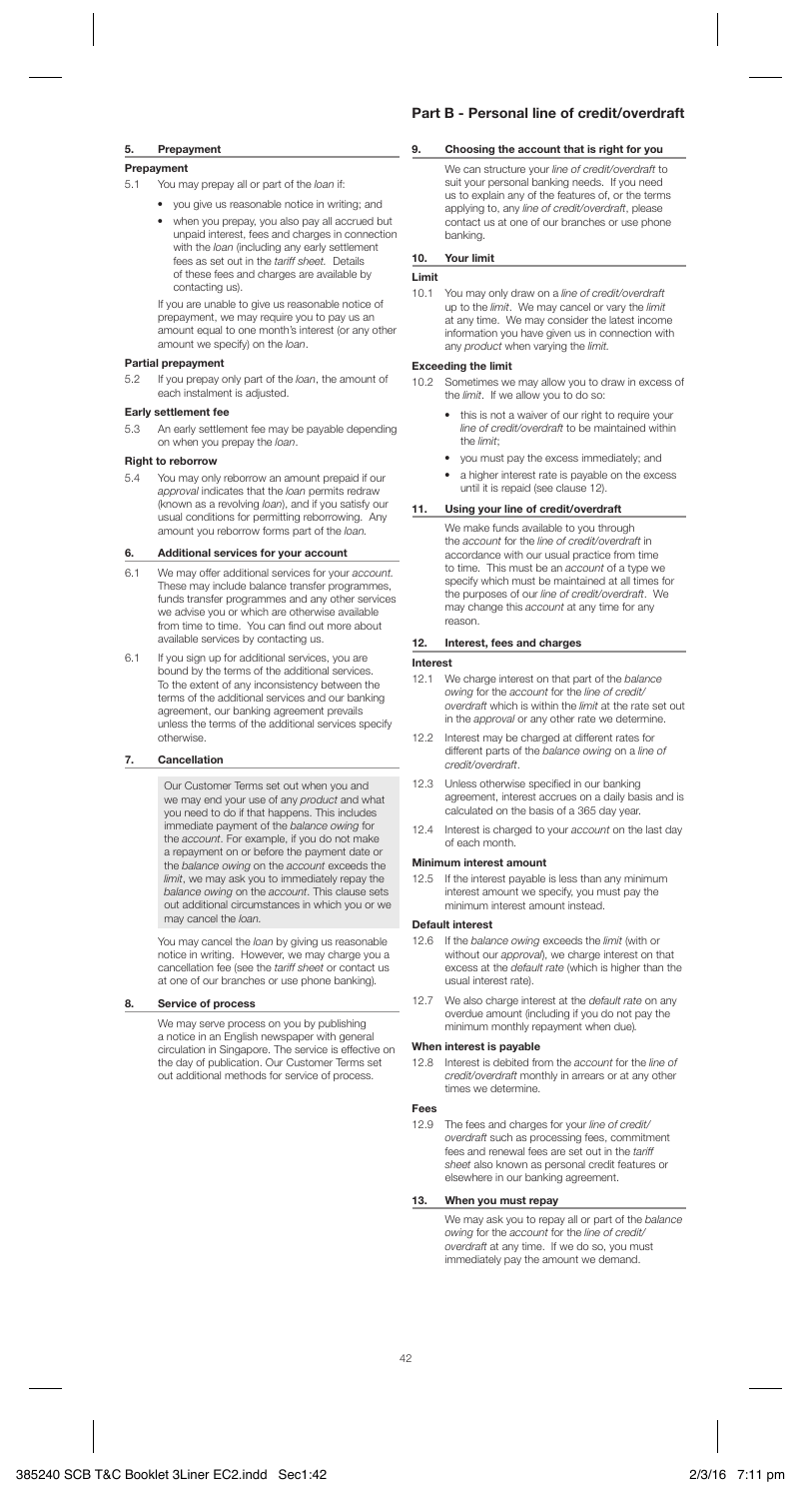## 5. Prepayment

**Prepayment**

5.1 You may prepay all or part of the *loan* if:

- you give us reasonable notice in writing; and
- when you prepay, you also pay all accrued but unpaid interest, fees and charges in connection with the *loan* (including any early settlement fees as set out in the *tariff sheet*. Details of these fees and charges are available by contacting us).

If you are unable to give us reasonable notice of prepayment, we may require you to pay us an amount equal to one month's interest (or any other amount we specify) on the *loan*.

**Partial prepayment**

5.2 If you prepay only part of the *loan*, the amount of each instalment is adjusted.

**Early settlement fee**

5.3 An early settlement fee may be payable depending on when you prepay the *loan*.

**Right to reborrow**

5.4 You may only reborrow an amount prepaid if our *approval* indicates that the *loan* permits redraw (known as a revolving *loan*), and if you satisfy our usual conditions for permitting reborrowing. Any amount you reborrow forms part of the *loan*.

## 6. Additional services for your account

6.1 We may offer additional services for your *account*. These may include balance transfer programmes, funds transfer programmes and any other services we advise you or which are otherwise available from time to time. You can find out more about available services by contacting us.

6.1 If you sign up for additional services, you are bound by the terms of the additional services. To the extent of any inconsistency between the terms of the additional services and our banking agreement, our banking agreement prevails unless the terms of the additional services specify otherwise.

## 7. Cancellation

Our Customer Terms set out when you and we may end your use of any *product* and what you need to do if that happens. This includes immediate payment of the *balance owing* for the *account*. For example, if you do not make a repayment on or before the payment date or the *balance owing* on the *account* exceeds the *limit*, we may ask you to immediately repay the *balance owing* on the *account*. This clause sets out additional circumstances in which you or we may cancel the *loan*.

You may cancel the *loan* by giving us reasonable notice in writing. However, we may charge you a cancellation fee (see the *tariff sheet* or contact us at one of our branches or use phone banking).

## 8. Service of process

We may serve process on you by publishing a notice in an English newspaper with general circulation in Singapore. The service is effective on the day of publication. Our Customer Terms set out additional methods for service of process.

# Part B - Personal line of credit/overdraft

## 9. Choosing the account that is right for you

We can structure your *line of credit/overdraft* to suit your personal banking needs. If you need us to explain any of the features of, or the terms applying to, any *line of credit/overdraft*, please contact us at one of our branches or use phone banking.

## 10. Your limit

**Limit**

10.1 You may only draw on a *line of credit/overdraft* up to the *limit*. We may cancel or vary the *limit* at any time. We may consider the latest income information you have given us in connection with any *product* when varying the *limit*.

**Exceeding the limit**

10.2 Sometimes we may allow you to draw in excess of the *limit*. If we allow you to do so:

- this is not a waiver of our right to require your *line of credit/overdraft* to be maintained within the *limit*;
- you must pay the excess immediately; and
- a higher interest rate is payable on the excess until it is repaid (see clause 12).

## 11. Using your line of credit/overdraft

We make funds available to you through the *account* for the *line of credit/overdraft* in accordance with our usual practice from time to time. This must be an *account* of a type we specify which must be maintained at all times for the purposes of our *line of credit/overdraft*. We may change this *account* at any time for any reason.

## 12. Interest, fees and charges

**Interest**

12.1 We charge interest on that part of the *balance owing* for the *account* for the *line of credit/overdraft* which is within the *limit* at the rate set out in the *approval* or any other rate we determine.

12.2 Interest may be charged at different rates for different parts of the *balance owing* on a *line of credit/overdraft*.

12.3 Unless otherwise specified in our banking agreement, interest accrues on a daily basis and is calculated on the basis of a 365 day year.

12.4 Interest is charged to your *account* on the last day of each month.

**Minimum interest amount**

12.5 If the interest payable is less than any minimum interest amount we specify, you must pay the minimum interest amount instead.

**Default interest**

12.6 If the *balance owing* exceeds the *limit* (with or without our *approval*), we charge interest on that excess at the *default rate* (which is higher than the usual interest rate).

12.7 We also charge interest at the *default rate* on any overdue amount (including if you do not pay the minimum monthly repayment when due).

**When interest is payable**

12.8 Interest is debited from the *account* for the *line of credit/overdraft* monthly in arrears or at any other times we determine.

**Fees**

12.9 The fees and charges for your *line of credit/overdraft* such as processing fees, commitment fees and renewal fees are set out in the *tariff sheet* also known as personal credit features or elsewhere in our banking agreement.

## 13. When you must repay

We may ask you to repay all or part of the *balance owing* for the *account* for the *line of credit/overdraft* at any time. If we do so, you must immediately pay the amount we demand.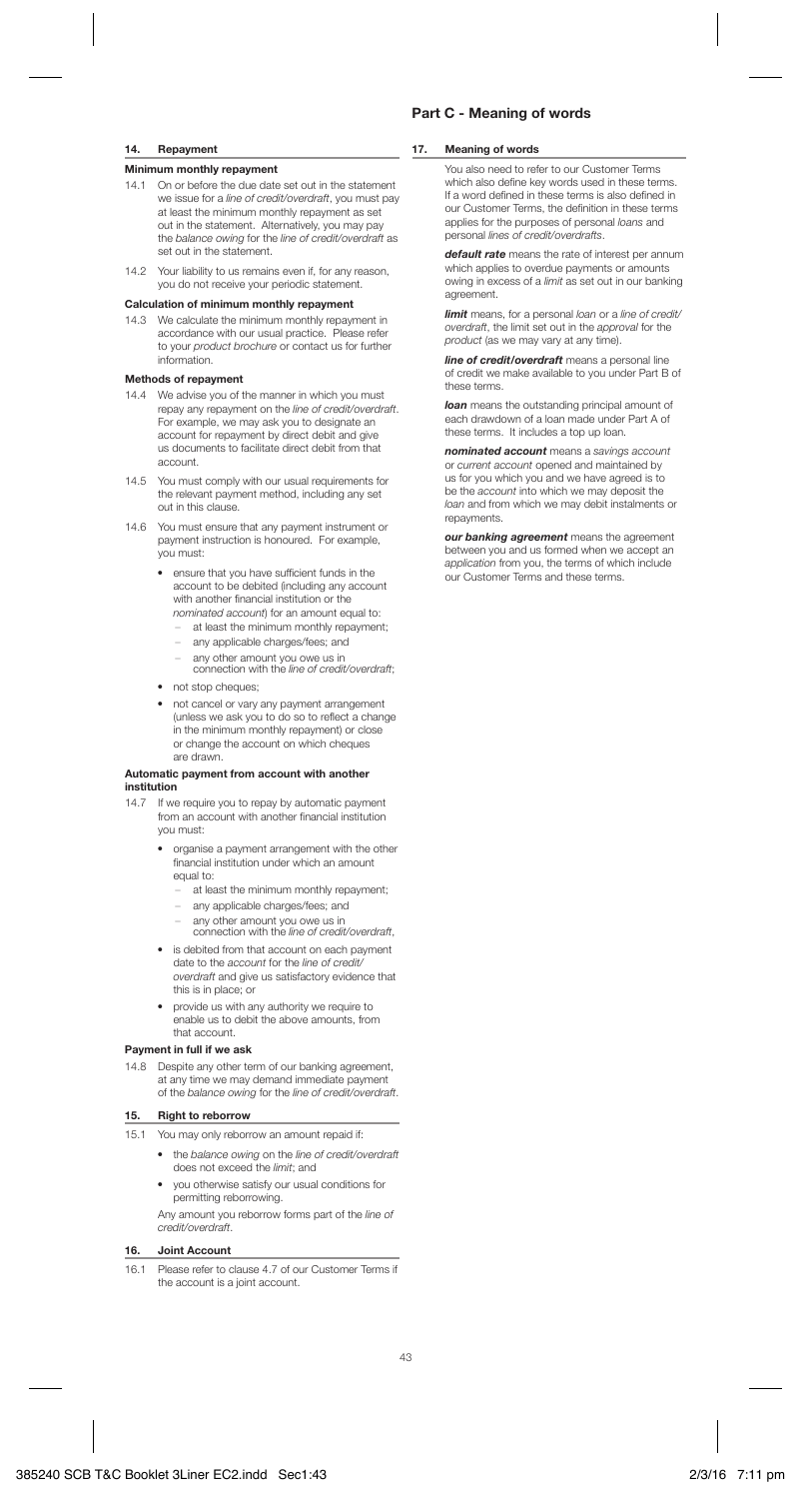## 14. Repayment

### Minimum monthly repayment

14.1 On or before the due date set out in the statement we issue for a *line of credit/overdraft*, you must pay at least the minimum monthly repayment as set out in the statement. Alternatively, you may pay the *balance owing* for the *line of credit/overdraft* as set out in the statement.

14.2 Your liability to us remains even if, for any reason, you do not receive your periodic statement.

### Calculation of minimum monthly repayment

14.3 We calculate the minimum monthly repayment in accordance with our usual practice. Please refer to your *product brochure* or contact us for further information.

### Methods of repayment

14.4 We advise you of the manner in which you must repay any repayment on the *line of credit/overdraft*. For example, we may ask you to designate an account for repayment by direct debit and give us documents to facilitate direct debit from that account.

14.5 You must comply with our usual requirements for the relevant payment method, including any set out in this clause.

14.6 You must ensure that any payment instrument or payment instruction is honoured. For example, you must:

- ensure that you have sufficient funds in the account to be debited (including any account with another financial institution or the *nominated account*) for an amount equal to:
  - at least the minimum monthly repayment;
  - any applicable charges/fees; and
  - any other amount you owe us in connection with the *line of credit/overdraft*;
- not stop cheques;
- not cancel or vary any payment arrangement (unless we ask you to do so to reflect a change in the minimum monthly repayment) or close or change the account on which cheques are drawn.

### Automatic payment from account with another institution

14.7 If we require you to repay by automatic payment from an account with another financial institution you must:

- organise a payment arrangement with the other financial institution under which an amount equal to:
  - at least the minimum monthly repayment;
  - any applicable charges/fees; and
  - any other amount you owe us in connection with the *line of credit/overdraft*,
- is debited from that account on each payment date to the *account* for the *line of credit/ overdraft* and give us satisfactory evidence that this is in place; or
- provide us with any authority we require to enable us to debit the above amounts, from that account.

### Payment in full if we ask

14.8 Despite any other term of our banking agreement, at any time we may demand immediate payment of the *balance owing* for the *line of credit/overdraft*.

## 15. Right to reborrow

15.1 You may only reborrow an amount repaid if:

- the *balance owing* on the *line of credit/overdraft* does not exceed the *limit*; and
- you otherwise satisfy our usual conditions for permitting reborrowing.

Any amount you reborrow forms part of the *line of credit/overdraft*.

## 16. Joint Account

16.1 Please refer to clause 4.7 of our Customer Terms if the account is a joint account.

# Part C - Meaning of words

## 17. Meaning of words

You also need to refer to our Customer Terms which also define key words used in these terms. If a word defined in these terms is also defined in our Customer Terms, the definition in these terms applies for the purposes of personal *loans* and personal *lines of credit/overdrafts*.

***default rate*** means the rate of interest per annum which applies to overdue payments or amounts owing in excess of a *limit* as set out in our banking agreement.

***limit*** means, for a personal *loan* or a *line of credit/ overdraft*, the limit set out in the *approval* for the *product* (as we may vary at any time).

***line of credit/overdraft*** means a personal line of credit we make available to you under Part B of these terms.

***loan*** means the outstanding principal amount of each drawdown of a loan made under Part A of these terms. It includes a top up loan.

***nominated account*** means a *savings account* or *current account* opened and maintained by us for you which you and we have agreed is to be the *account* into which we may deposit the *loan* and from which we may debit instalments or repayments.

***our banking agreement*** means the agreement between you and us formed when we accept an *application* from you, the terms of which include our Customer Terms and these terms.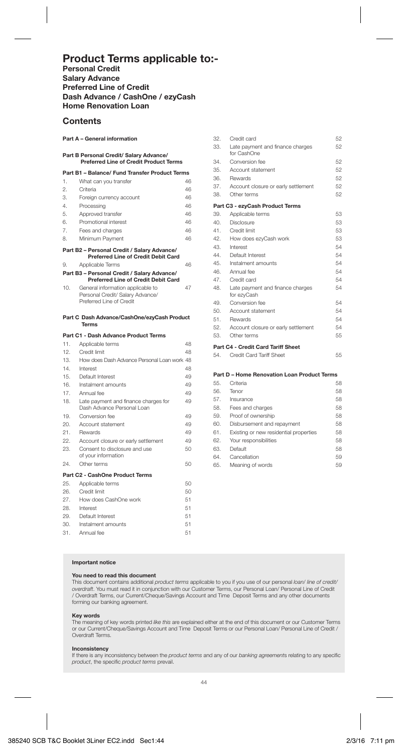# Product Terms applicable to:-

**Personal Credit**
**Salary Advance**
**Preferred Line of Credit**
**Dash Advance / CashOne / ezyCash**
**Home Renovation Loan**

## Contents

**Part A – General information**

**Part B Personal Credit/ Salary Advance/ Preferred Line of Credit Product Terms**

**Part B1 – Balance/ Fund Transfer Product Terms**

| | | |
|---|---|---|
| 1. | What can you transfer | 46 |
| 2. | Criteria | 46 |
| 3. | Foreign currency account | 46 |
| 4. | Processing | 46 |
| 5. | Approved transfer | 46 |
| 6. | Promotional interest | 46 |
| 7. | Fees and charges | 46 |
| 8. | Minimum Payment | 46 |

**Part B2 – Personal Credit / Salary Advance/ Preferred Line of Credit Debit Card**

| | | |
|---|---|---|
| 9. | Applicable Terms | 46 |

**Part B3 – Personal Credit / Salary Advance/ Preferred Line of Credit Debit Card**

| | | |
|---|---|---|
| 10. | General information applicable to Personal Credit/ Salary Advance/ Preferred Line of Credit | 47 |

**Part C Dash Advance/CashOne/ezyCash Product Terms**

**Part C1 - Dash Advance Product Terms**

| | | |
|---|---|---|
| 11. | Applicable terms | 48 |
| 12. | Credit limit | 48 |
| 13. | How does Dash Advance Personal Loan work | 48 |
| 14. | Interest | 48 |
| 15. | Default Interest | 49 |
| 16. | Instalment amounts | 49 |
| 17. | Annual fee | 49 |
| 18. | Late payment and finance charges for Dash Advance Personal Loan | 49 |
| 19. | Conversion fee | 49 |
| 20. | Account statement | 49 |
| 21. | Rewards | 49 |
| 22. | Account closure or early settlement | 49 |
| 23. | Consent to disclosure and use of your information | 50 |
| 24. | Other terms | 50 |

**Part C2 - CashOne Product Terms**

| | | |
|---|---|---|
| 25. | Applicable terms | 50 |
| 26. | Credit limit | 50 |
| 27. | How does CashOne work | 51 |
| 28. | Interest | 51 |
| 29. | Default Interest | 51 |
| 30. | Instalment amounts | 51 |
| 31. | Annual fee | 51 |
| 32. | Credit card | 52 |
| 33. | Late payment and finance charges for CashOne | 52 |
| 34. | Conversion fee | 52 |
| 35. | Account statement | 52 |
| 36. | Rewards | 52 |
| 37. | Account closure or early settlement | 52 |
| 38. | Other terms | 52 |

**Part C3 - ezyCash Product Terms**

| | | |
|---|---|---|
| 39. | Applicable terms | 53 |
| 40. | Disclosure | 53 |
| 41. | Credit limit | 53 |
| 42. | How does ezyCash work | 53 |
| 43. | Interest | 54 |
| 44. | Default Interest | 54 |
| 45. | Instalment amounts | 54 |
| 46. | Annual fee | 54 |
| 47. | Credit card | 54 |
| 48. | Late payment and finance charges for ezyCash | 54 |
| 49. | Conversion fee | 54 |
| 50. | Account statement | 54 |
| 51. | Rewards | 54 |
| 52. | Account closure or early settlement | 54 |
| 53. | Other terms | 55 |

**Part C4 - Credit Card Tariff Sheet**

| | | |
|---|---|---|
| 54. | Credit Card Tariff Sheet | 55 |

**Part D – Home Renovation Loan Product Terms**

| | | |
|---|---|---|
| 55. | Criteria | 58 |
| 56. | Tenor | 58 |
| 57. | Insurance | 58 |
| 58. | Fees and charges | 58 |
| 59. | Proof of ownership | 58 |
| 60. | Disbursement and repayment | 58 |
| 61. | Existing or new residential properties | 58 |
| 62. | Your responsibilities | 58 |
| 63. | Default | 58 |
| 64. | Cancellation | 59 |
| 65. | Meaning of words | 59 |

**Important notice**

**You need to read this document**
This document contains additional *product terms* applicable to you if you use of our personal *loan/ line of credit/ overdraft*. You must read it in conjunction with our Customer Terms, our Personal Loan/ Personal Line of Credit / Overdraft Terms, our Current/Cheque/Savings Account and Time Deposit Terms and any other documents forming our banking agreement.

**Key words**
The meaning of key words printed *like this* are explained either at the end of this document or our Customer Terms or our Current/Cheque/Savings Account and Time Deposit Terms or our Personal Loan/ Personal Line of Credit / Overdraft Terms.

**Inconsistency**
If there is any inconsistency between the *product terms* and any of our *banking agreements* relating to any specific *product*, the specific *product terms* prevail.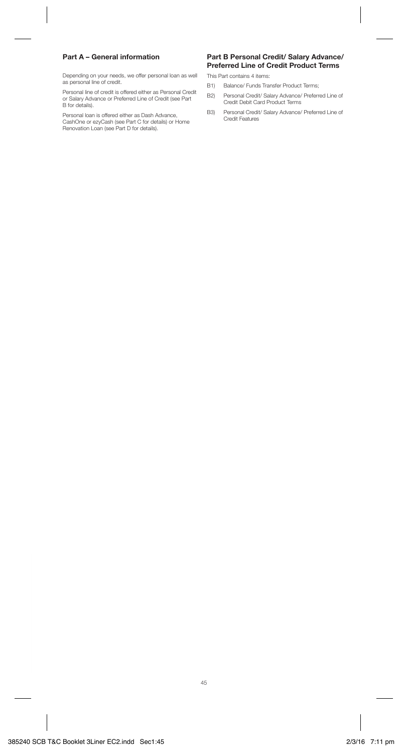## Part A – General information

Depending on your needs, we offer personal loan as well as personal line of credit.

Personal line of credit is offered either as Personal Credit or Salary Advance or Preferred Line of Credit (see Part B for details).

Personal loan is offered either as Dash Advance, CashOne or ezyCash (see Part C for details) or Home Renovation Loan (see Part D for details).

## Part B Personal Credit/ Salary Advance/ Preferred Line of Credit Product Terms

This Part contains 4 items:

B1) Balance/ Funds Transfer Product Terms;

B2) Personal Credit/ Salary Advance/ Preferred Line of Credit Debit Card Product Terms

B3) Personal Credit/ Salary Advance/ Preferred Line of Credit Features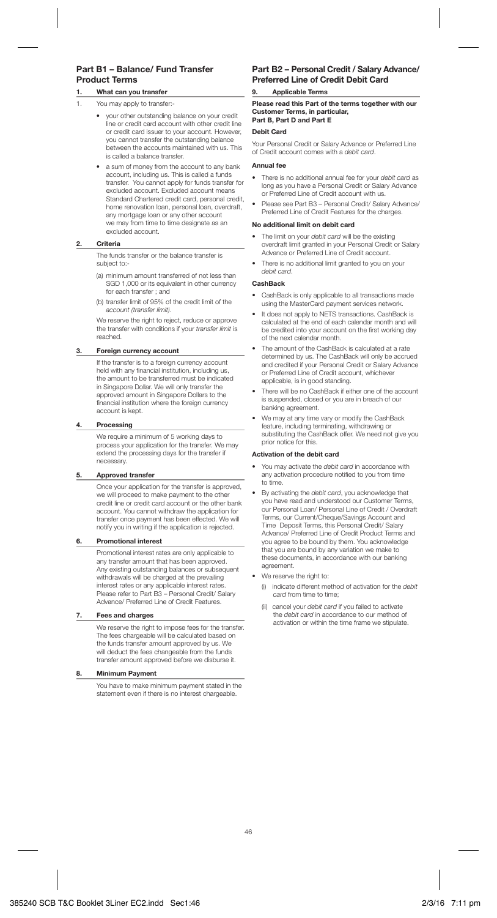## Part B1 – Balance/ Fund Transfer Product Terms

### 1. What can you transfer

1. You may apply to transfer:-

   - your other outstanding balance on your credit line or credit card account with other credit line or credit card issuer to your account. However, you cannot transfer the outstanding balance between the accounts maintained with us. This is called a balance transfer.
   - a sum of money from the account to any bank account, including us. This is called a funds transfer. You cannot apply for funds transfer for excluded account. Excluded account means Standard Chartered credit card, personal credit, home renovation loan, personal loan, overdraft, any mortgage loan or any other account we may from time to time designate as an excluded account.

### 2. Criteria

The funds transfer or the balance transfer is subject to:-

(a) minimum amount transferred of not less than SGD 1,000 or its equivalent in other currency for each transfer ; and

(b) transfer limit of 95% of the credit limit of the *account (transfer limit)*.

We reserve the right to reject, reduce or approve the transfer with conditions if your *transfer limit* is reached.

### 3. Foreign currency account

If the transfer is to a foreign currency account held with any financial institution, including us, the amount to be transferred must be indicated in Singapore Dollar. We will only transfer the approved amount in Singapore Dollars to the financial institution where the foreign currency account is kept.

### 4. Processing

We require a minimum of 5 working days to process your application for the transfer. We may extend the processing days for the transfer if necessary.

### 5. Approved transfer

Once your application for the transfer is approved, we will proceed to make payment to the other credit line or credit card account or the other bank account. You cannot withdraw the application for transfer once payment has been effected. We will notify you in writing if the application is rejected.

### 6. Promotional interest

Promotional interest rates are only applicable to any transfer amount that has been approved. Any existing outstanding balances or subsequent withdrawals will be charged at the prevailing interest rates or any applicable interest rates. Please refer to Part B3 – Personal Credit/ Salary Advance/ Preferred Line of Credit Features.

### 7. Fees and charges

We reserve the right to impose fees for the transfer. The fees chargeable will be calculated based on the funds transfer amount approved by us. We will deduct the fees changeable from the funds transfer amount approved before we disburse it.

### 8. Minimum Payment

You have to make minimum payment stated in the statement even if there is no interest chargeable.

## Part B2 – Personal Credit / Salary Advance/ Preferred Line of Credit Debit Card

### 9. Applicable Terms

**Please read this Part of the terms together with our Customer Terms, in particular, Part B, Part D and Part E**

**Debit Card**

Your Personal Credit or Salary Advance or Preferred Line of Credit account comes with a *debit card*.

**Annual fee**

- There is no additional annual fee for your *debit card* as long as you have a Personal Credit or Salary Advance or Preferred Line of Credit account with us.
- Please see Part B3 – Personal Credit/ Salary Advance/ Preferred Line of Credit Features for the charges.

**No additional limit on debit card**

- The limit on your *debit card* will be the existing overdraft limit granted in your Personal Credit or Salary Advance or Preferred Line of Credit account.
- There is no additional limit granted to you on your *debit card*.

**CashBack**

- CashBack is only applicable to all transactions made using the MasterCard payment services network.
- It does not apply to NETS transactions. CashBack is calculated at the end of each calendar month and will be credited into your account on the first working day of the next calendar month.
- The amount of the CashBack is calculated at a rate determined by us. The CashBack will only be accrued and credited if your Personal Credit or Salary Advance or Preferred Line of Credit account, whichever applicable, is in good standing.
- There will be no CashBack if either one of the account is suspended, closed or you are in breach of our banking agreement.
- We may at any time vary or modify the CashBack feature, including terminating, withdrawing or substituting the CashBack offer. We need not give you prior notice for this.

**Activation of the debit card**

- You may activate the *debit card* in accordance with any activation procedure notified to you from time to time.
- By activating the *debit card*, you acknowledge that you have read and understood our Customer Terms, our Personal Loan/ Personal Line of Credit / Overdraft Terms, our Current/Cheque/Savings Account and Time Deposit Terms, this Personal Credit/ Salary Advance/ Preferred Line of Credit Product Terms and you agree to be bound by them. You acknowledge that you are bound by any variation we make to these documents, in accordance with our banking agreement.
- We reserve the right to:
  - (i) indicate different method of activation for the *debit card* from time to time;
  - (ii) cancel your *debit card* if you failed to activate the *debit card* in accordance to our method of activation or within the time frame we stipulate.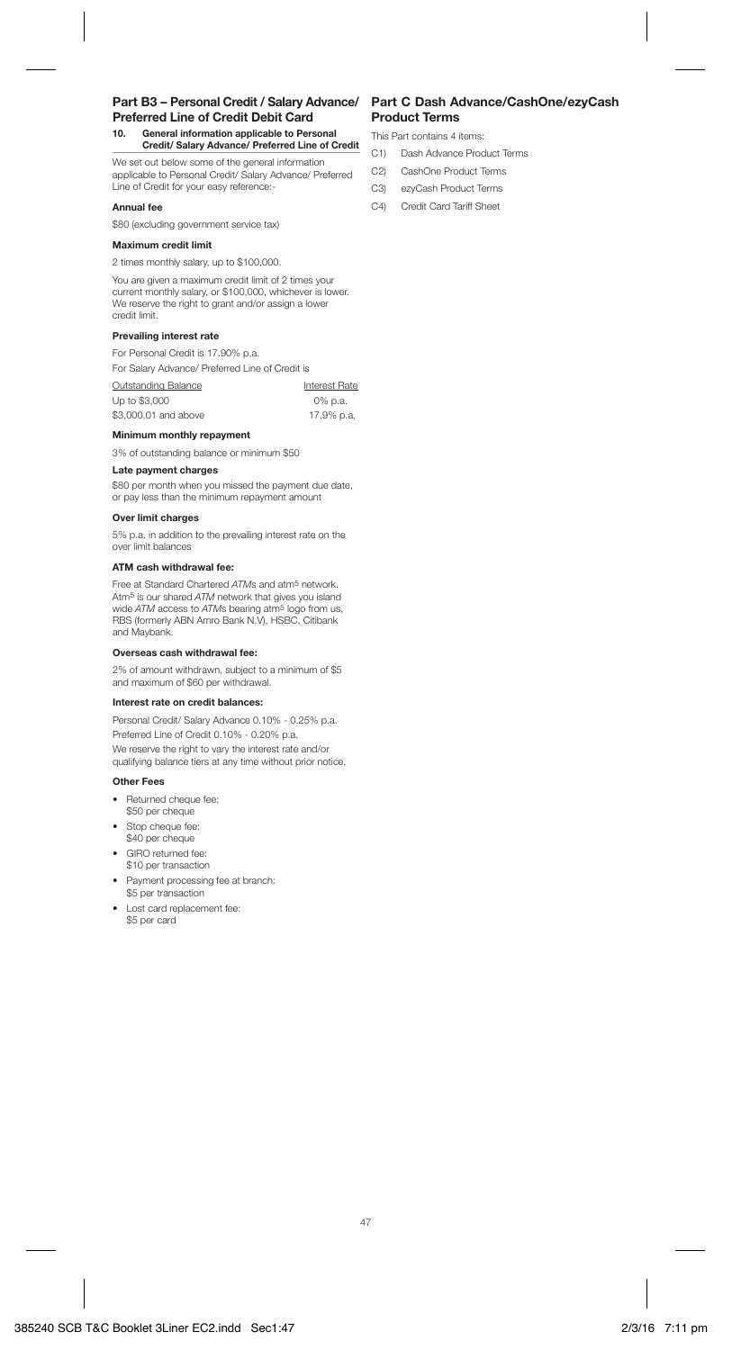## Part B3 – Personal Credit / Salary Advance/ Preferred Line of Credit Debit Card

### 10. General information applicable to Personal Credit/ Salary Advance/ Preferred Line of Credit

We set out below some of the general information applicable to Personal Credit/ Salary Advance/ Preferred Line of Credit for your easy reference:-

**Annual fee**

$80 (excluding government service tax)

**Maximum credit limit**

2 times monthly salary, up to $100,000.

You are given a maximum credit limit of 2 times your current monthly salary, or $100,000, whichever is lower. We reserve the right to grant and/or assign a lower credit limit.

**Prevailing interest rate**

For Personal Credit is 17.90% p.a.

For Salary Advance/ Preferred Line of Credit is

| Outstanding Balance | Interest Rate |
|---|---|
| Up to $3,000 | 0% p.a. |
| $3,000.01 and above | 17.9% p.a. |

**Minimum monthly repayment**

3% of outstanding balance or minimum $50

**Late payment charges**

$80 per month when you missed the payment due date, or pay less than the minimum repayment amount

**Over limit charges**

5% p.a. in addition to the prevailing interest rate on the over limit balances

**ATM cash withdrawal fee:**

Free at Standard Chartered *ATM*s and atm5 network. Atm5 is our shared *ATM* network that gives you island wide *ATM* access to *ATM*s bearing atm5 logo from us, RBS (formerly ABN Amro Bank N.V), HSBC, Citibank and Maybank.

**Overseas cash withdrawal fee:**

2% of amount withdrawn, subject to a minimum of $5 and maximum of $60 per withdrawal.

**Interest rate on credit balances:**

Personal Credit/ Salary Advance 0.10% - 0.25% p.a.

Preferred Line of Credit 0.10% - 0.20% p.a.

We reserve the right to vary the interest rate and/or qualifying balance tiers at any time without prior notice.

**Other Fees**

- Returned cheque fee: $50 per cheque
- Stop cheque fee: $40 per cheque
- GIRO returned fee: $10 per transaction
- Payment processing fee at branch: $5 per transaction
- Lost card replacement fee: $5 per card

## Part C Dash Advance/CashOne/ezyCash Product Terms

This Part contains 4 items:

C1) Dash Advance Product Terms

C2) CashOne Product Terms

C3) ezyCash Product Terms

C4) Credit Card Tariff Sheet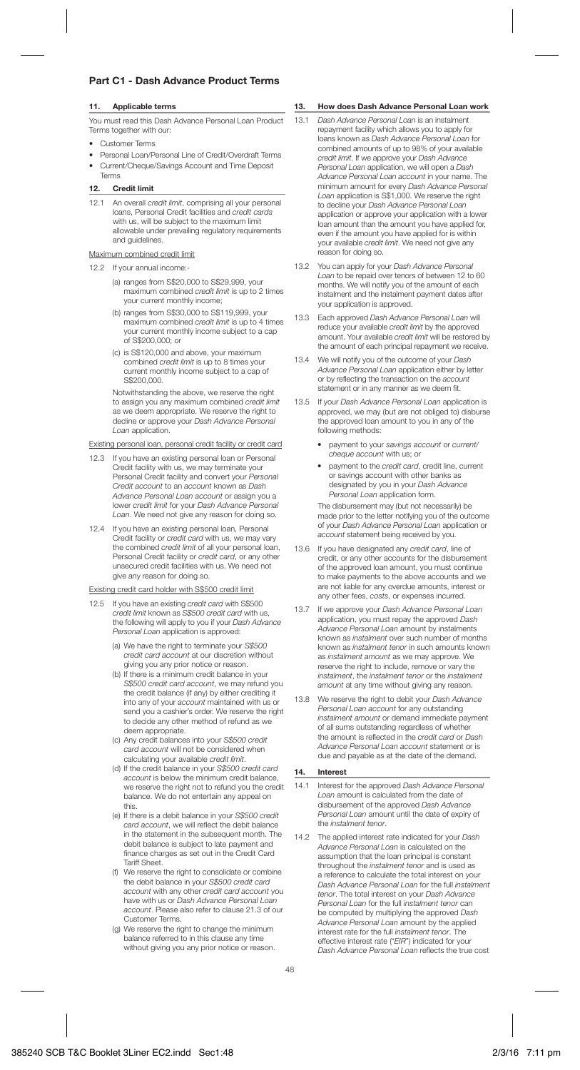# Part C1 - Dash Advance Product Terms

## 11. Applicable terms

You must read this Dash Advance Personal Loan Product Terms together with our:

- Customer Terms
- Personal Loan/Personal Line of Credit/Overdraft Terms
- Current/Cheque/Savings Account and Time Deposit Terms

## 12. Credit limit

12.1 An overall *credit limit*, comprising all your personal loans, Personal Credit facilities and *credit cards* with us, will be subject to the maximum limit allowable under prevailing regulatory requirements and guidelines.

Maximum combined credit limit

12.2 If your annual income:-

(a) ranges from S$20,000 to S$29,999, your maximum combined *credit limit* is up to 2 times your current monthly income;

(b) ranges from S$30,000 to S$119,999, your maximum combined *credit limit* is up to 4 times your current monthly income subject to a cap of S$200,000; or

(c) is S$120,000 and above, your maximum combined *credit limit* is up to 8 times your current monthly income subject to a cap of S$200,000.

Notwithstanding the above, we reserve the right to assign you any maximum combined *credit limit* as we deem appropriate. We reserve the right to decline or approve your *Dash Advance Personal Loan* application.

Existing personal loan, personal credit facility or credit card

12.3 If you have an existing personal loan or Personal Credit facility with us, we may terminate your Personal Credit facility and convert your *Personal Credit account* to an *account* known as *Dash Advance Personal Loan account* or assign you a lower *credit limit* for your *Dash Advance Personal Loan*. We need not give any reason for doing so.

12.4 If you have an existing personal loan, Personal Credit facility or *credit card* with us, we may vary the combined *credit limit* of all your personal loan, Personal Credit facility or *credit card*, or any other unsecured credit facilities with us. We need not give any reason for doing so.

Existing credit card holder with S$500 credit limit

12.5 If you have an existing *credit card* with S$500 *credit limit* known as *S$500 credit card* with us, the following will apply to you if your *Dash Advance Personal Loan* application is approved:

(a) We have the right to terminate your *S$500 credit card account* at our discretion without giving you any prior notice or reason.

(b) If there is a minimum credit balance in your *S$500 credit card account*, we may refund you the credit balance (if any) by either crediting it into any of your *account* maintained with us or send you a cashier's order. We reserve the right to decide any other method of refund as we deem appropriate.

(c) Any credit balances into your *S$500 credit card account* will not be considered when calculating your available *credit limit*.

(d) If the credit balance in your *S$500 credit card account* is below the minimum credit balance, we reserve the right not to refund you the credit balance. We do not entertain any appeal on this.

(e) If there is a debit balance in your *S$500 credit card account*, we will reflect the debit balance in the statement in the subsequent month. The debit balance is subject to late payment and finance charges as set out in the Credit Card Tariff Sheet.

(f) We reserve the right to consolidate or combine the debit balance in your *S$500 credit card account* with any other *credit card account* you have with us or *Dash Advance Personal Loan account*. Please also refer to clause 21.3 of our Customer Terms.

(g) We reserve the right to change the minimum balance referred to in this clause any time without giving you any prior notice or reason.

## 13. How does Dash Advance Personal Loan work

13.1 *Dash Advance Personal Loan* is an instalment repayment facility which allows you to apply for loans known as *Dash Advance Personal Loan* for combined amounts of up to 98% of your available *credit limit*. If we approve your *Dash Advance Personal Loan* application, we will open a *Dash Advance Personal Loan account* in your name. The minimum amount for every *Dash Advance Personal Loan* application is S$1,000. We reserve the right to decline your *Dash Advance Personal Loan* application or approve your application with a lower loan amount than the amount you have applied for, even if the amount you have applied for is within your available *credit limit*. We need not give any reason for doing so.

13.2 You can apply for your *Dash Advance Personal Loan* to be repaid over tenors of between 12 to 60 months. We will notify you of the amount of each instalment and the instalment payment dates after your application is approved.

13.3 Each approved *Dash Advance Personal Loan* will reduce your available *credit limit* by the approved amount. Your available *credit limit* will be restored by the amount of each principal repayment we receive.

13.4 We will notify you of the outcome of your *Dash Advance Personal Loan* application either by letter or by reflecting the transaction on the *account* statement or in any manner as we deem fit.

13.5 If your *Dash Advance Personal Loan* application is approved, we may (but are not obliged to) disburse the approved loan amount to you in any of the following methods:

- payment to your *savings account* or *current/cheque account* with us; or
- payment to the *credit card*, credit line, current or savings account with other banks as designated by you in your *Dash Advance Personal Loan* application form.

The disbursement may (but not necessarily) be made prior to the letter notifying you of the outcome of your *Dash Advance Personal Loan* application or *account* statement being received by you.

13.6 If you have designated any *credit card*, line of credit, or any other accounts for the disbursement of the approved loan amount, you must continue to make payments to the above accounts and we are not liable for any overdue amounts, interest or any other fees, *costs*, or expenses incurred.

13.7 If we approve your *Dash Advance Personal Loan* application, you must repay the approved *Dash Advance Personal Loan* amount by instalments known as *instalment* over such number of months known as *instalment tenor* in such amounts known as *instalment amount* as we may approve. We reserve the right to include, remove or vary the *instalment*, the *instalment tenor* or the *instalment amount* at any time without giving any reason.

13.8 We reserve the right to debit your *Dash Advance Personal Loan account* for any outstanding *instalment amount* or demand immediate payment of all sums outstanding regardless of whether the amount is reflected in the *credit card* or *Dash Advance Personal Loan account* statement or is due and payable as at the date of the demand.

## 14. Interest

14.1 Interest for the approved *Dash Advance Personal Loan* amount is calculated from the date of disbursement of the approved *Dash Advance Personal Loan* amount until the date of expiry of the *instalment tenor*.

14.2 The applied interest rate indicated for your *Dash Advance Personal Loan* is calculated on the assumption that the loan principal is constant throughout the *instalment tenor* and is used as a reference to calculate the total interest on your *Dash Advance Personal Loan* for the full *instalment tenor*. The total interest on your *Dash Advance Personal Loan* for the full *instalment tenor* can be computed by multiplying the approved *Dash Advance Personal Loan* amount by the applied interest rate for the full *instalment tenor*. The effective interest rate ("*EIR*") indicated for your *Dash Advance Personal Loan* reflects the true cost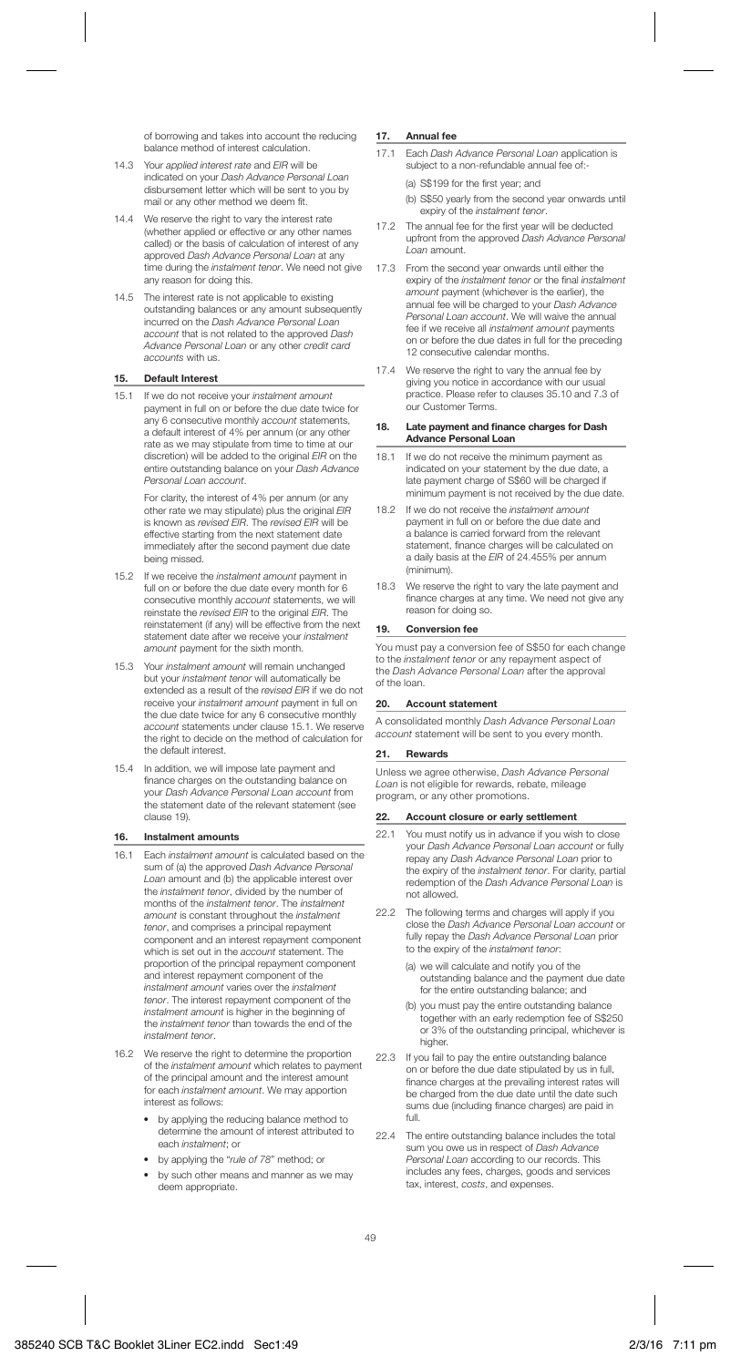of borrowing and takes into account the reducing balance method of interest calculation.

14.3 Your *applied interest rate* and *EIR* will be indicated on your *Dash Advance Personal Loan* disbursement letter which will be sent to you by mail or any other method we deem fit.

14.4 We reserve the right to vary the interest rate (whether applied or effective or any other names called) or the basis of calculation of interest of any approved *Dash Advance Personal Loan* at any time during the *instalment tenor*. We need not give any reason for doing this.

14.5 The interest rate is not applicable to existing outstanding balances or any amount subsequently incurred on the *Dash Advance Personal Loan account* that is not related to the approved *Dash Advance Personal Loan* or any other *credit card accounts* with us.

## 15. Default Interest

15.1 If we do not receive your *instalment amount* payment in full on or before the due date twice for any 6 consecutive monthly *account* statements, a default interest of 4% per annum (or any other rate as we may stipulate from time to time at our discretion) will be added to the original *EIR* on the entire outstanding balance on your *Dash Advance Personal Loan account*.

For clarity, the interest of 4% per annum (or any other rate we may stipulate) plus the original *EIR* is known as *revised EIR*. The *revised EIR* will be effective starting from the next statement date immediately after the second payment due date being missed.

15.2 If we receive the *instalment amount* payment in full on or before the due date every month for 6 consecutive monthly *account* statements, we will reinstate the *revised EIR* to the original *EIR*. The reinstatement (if any) will be effective from the next statement date after we receive your *instalment amount* payment for the sixth month.

15.3 Your *instalment amount* will remain unchanged but your *instalment tenor* will automatically be extended as a result of the *revised EIR* if we do not receive your *instalment amount* payment in full on the due date twice for any 6 consecutive monthly *account* statements under clause 15.1. We reserve the right to decide on the method of calculation for the default interest.

15.4 In addition, we will impose late payment and finance charges on the outstanding balance on your *Dash Advance Personal Loan account* from the statement date of the relevant statement (see clause 19).

## 16. Instalment amounts

16.1 Each *instalment amount* is calculated based on the sum of (a) the approved *Dash Advance Personal Loan* amount and (b) the applicable interest over the *instalment tenor*, divided by the number of months of the *instalment tenor*. The *instalment amount* is constant throughout the *instalment tenor*, and comprises a principal repayment component and an interest repayment component which is set out in the *account* statement. The proportion of the principal repayment component and interest repayment component of the *instalment amount* varies over the *instalment tenor*. The interest repayment component of the *instalment amount* is higher in the beginning of the *instalment tenor* than towards the end of the *instalment tenor*.

16.2 We reserve the right to determine the proportion of the *instalment amount* which relates to payment of the principal amount and the interest amount for each *instalment amount*. We may apportion interest as follows:

- by applying the reducing balance method to determine the amount of interest attributed to each *instalment*; or
- by applying the "*rule of 78*" method; or
- by such other means and manner as we may deem appropriate.

## 17. Annual fee

17.1 Each *Dash Advance Personal Loan* application is subject to a non-refundable annual fee of:-

(a) S$199 for the first year; and

(b) S$50 yearly from the second year onwards until expiry of the *instalment tenor*.

17.2 The annual fee for the first year will be deducted upfront from the approved *Dash Advance Personal Loan* amount.

17.3 From the second year onwards until either the expiry of the *instalment tenor* or the final *instalment amount* payment (whichever is the earlier), the annual fee will be charged to your *Dash Advance Personal Loan account*. We will waive the annual fee if we receive all *instalment amount* payments on or before the due dates in full for the preceding 12 consecutive calendar months.

17.4 We reserve the right to vary the annual fee by giving you notice in accordance with our usual practice. Please refer to clauses 35.10 and 7.3 of our Customer Terms.

## 18. Late payment and finance charges for Dash Advance Personal Loan

18.1 If we do not receive the minimum payment as indicated on your statement by the due date, a late payment charge of S$60 will be charged if minimum payment is not received by the due date.

18.2 If we do not receive the *instalment amount* payment in full on or before the due date and a balance is carried forward from the relevant statement, finance charges will be calculated on a daily basis at the *EIR* of 24.455% per annum (minimum).

18.3 We reserve the right to vary the late payment and finance charges at any time. We need not give any reason for doing so.

## 19. Conversion fee

You must pay a conversion fee of S$50 for each change to the *instalment tenor* or any repayment aspect of the *Dash Advance Personal Loan* after the approval of the loan.

## 20. Account statement

A consolidated monthly *Dash Advance Personal Loan account* statement will be sent to you every month.

## 21. Rewards

Unless we agree otherwise, *Dash Advance Personal Loan* is not eligible for rewards, rebate, mileage program, or any other promotions.

## 22. Account closure or early settlement

22.1 You must notify us in advance if you wish to close your *Dash Advance Personal Loan account* or fully repay any *Dash Advance Personal Loan* prior to the expiry of the *instalment tenor*. For clarity, partial redemption of the *Dash Advance Personal Loan* is not allowed.

22.2 The following terms and charges will apply if you close the *Dash Advance Personal Loan account* or fully repay the *Dash Advance Personal Loan* prior to the expiry of the *instalment tenor*:

(a) we will calculate and notify you of the outstanding balance and the payment due date for the entire outstanding balance; and

(b) you must pay the entire outstanding balance together with an early redemption fee of S$250 or 3% of the outstanding principal, whichever is higher.

22.3 If you fail to pay the entire outstanding balance on or before the due date stipulated by us in full, finance charges at the prevailing interest rates will be charged from the due date until the date such sums due (including finance charges) are paid in full.

22.4 The entire outstanding balance includes the total sum you owe us in respect of *Dash Advance Personal Loan* according to our records. This includes any fees, charges, goods and services tax, interest, *costs*, and expenses.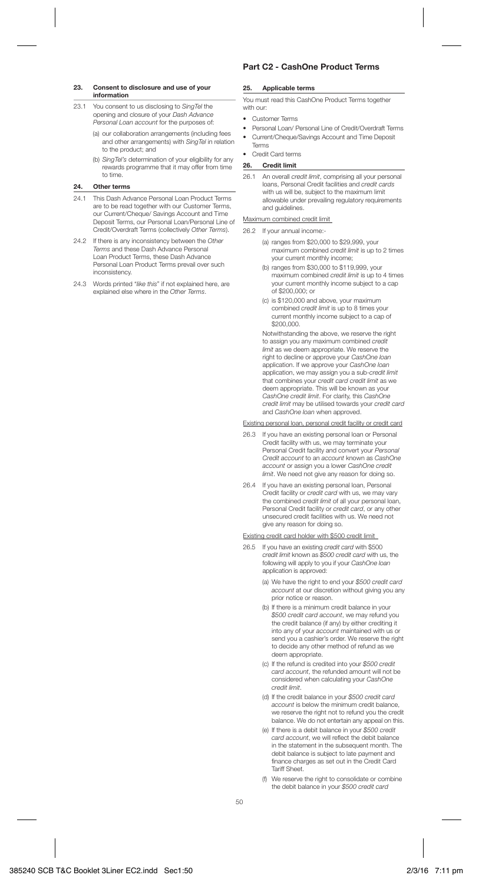### 23. Consent to disclosure and use of your information

23.1 You consent to us disclosing to *SingTel* the opening and closure of your *Dash Advance Personal Loan account* for the purposes of:

(a) our collaboration arrangements (including fees and other arrangements) with *SingTel* in relation to the product; and

(b) *SingTel's* determination of your eligibility for any rewards programme that it may offer from time to time.

### 24. Other terms

24.1 This Dash Advance Personal Loan Product Terms are to be read together with our Customer Terms, our Current/Cheque/ Savings Account and Time Deposit Terms, our Personal Loan/Personal Line of Credit/Overdraft Terms (collectively *Other Terms*).

24.2 If there is any inconsistency between the *Other Terms* and these Dash Advance Personal Loan Product Terms, these Dash Advance Personal Loan Product Terms prevail over such inconsistency.

24.3 Words printed "*like this*" if not explained here, are explained else where in the *Other Terms*.

## Part C2 - CashOne Product Terms

### 25. Applicable terms

You must read this CashOne Product Terms together with our:

- Customer Terms
- Personal Loan/ Personal Line of Credit/Overdraft Terms
- Current/Cheque/Savings Account and Time Deposit Terms
- Credit Card terms

### 26. Credit limit

26.1 An overall *credit limit*, comprising all your personal loans, Personal Credit facilities and *credit cards* with us will be, subject to the maximum limit allowable under prevailing regulatory requirements and guidelines.

<u>Maximum combined credit limit</u>

26.2 If your annual income:-

(a) ranges from $20,000 to $29,999, your maximum combined *credit limit* is up to 2 times your current monthly income;

(b) ranges from $30,000 to $119,999, your maximum combined *credit limit* is up to 4 times your current monthly income subject to a cap of $200,000; or

(c) is $120,000 and above, your maximum combined *credit limit* is up to 8 times your current monthly income subject to a cap of $200,000.

Notwithstanding the above, we reserve the right to assign you any maximum combined *credit limit* as we deem appropriate. We reserve the right to decline or approve your *CashOne loan* application. If we approve your *CashOne loan* application, we may assign you a sub-*credit limit* that combines your *credit card credit limit* as we deem appropriate. This will be known as your *CashOne credit limit*. For clarity, this *CashOne credit limit* may be utilised towards your *credit card* and *CashOne loan* when approved.

<u>Existing personal loan, personal credit facility or credit card</u>

26.3 If you have an existing personal loan or Personal Credit facility with us, we may terminate your Personal Credit facility and convert your *Personal Credit account* to an *account* known as *CashOne account* or assign you a lower *CashOne credit limit*. We need not give any reason for doing so.

26.4 If you have an existing personal loan, Personal Credit facility or *credit card* with us, we may vary the combined *credit limit* of all your personal loan, Personal Credit facility or *credit card*, or any other unsecured credit facilities with us. We need not give any reason for doing so.

<u>Existing credit card holder with $500 credit limit</u>

26.5 If you have an existing *credit card* with $500 *credit limit* known as *$500 credit card* with us, the following will apply to you if your *CashOne loan* application is approved:

(a) We have the right to end your *$500 credit card account* at our discretion without giving you any prior notice or reason.

(b) If there is a minimum credit balance in your *$500 credit card account*, we may refund you the credit balance (if any) by either crediting it into any of your *account* maintained with us or send you a cashier's order. We reserve the right to decide any other method of refund as we deem appropriate.

(c) If the refund is credited into your *$500 credit card account*, the refunded amount will not be considered when calculating your *CashOne credit limit*.

(d) If the credit balance in your *$500 credit card account* is below the minimum credit balance, we reserve the right not to refund you the credit balance. We do not entertain any appeal on this.

(e) If there is a debit balance in your *$500 credit card account*, we will reflect the debit balance in the statement in the subsequent month. The debit balance is subject to late payment and finance charges as set out in the Credit Card Tariff Sheet.

(f) We reserve the right to consolidate or combine the debit balance in your *$500 credit card*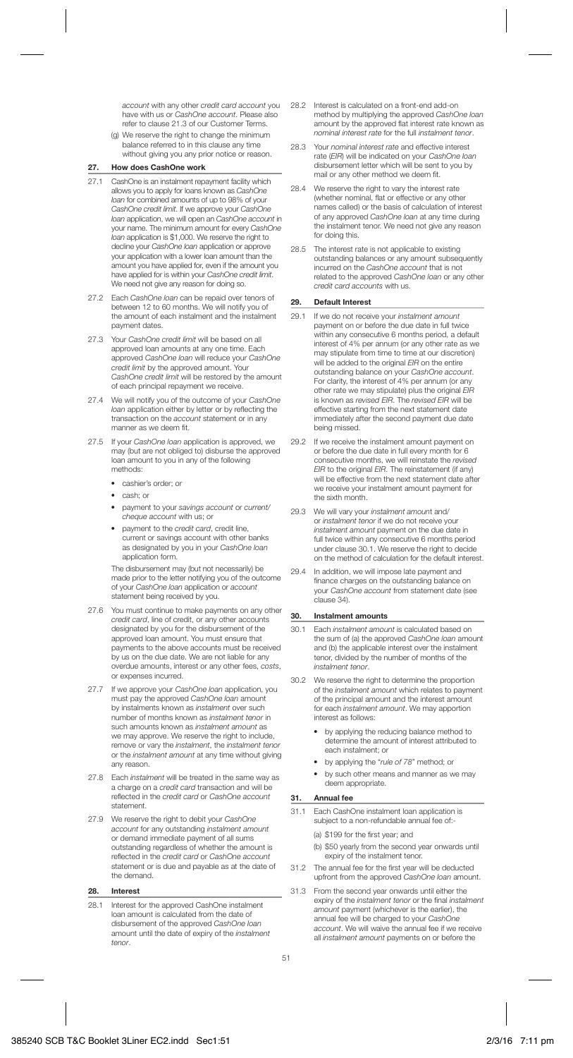*account* with any other *credit card account* you have with us or *CashOne account*. Please also refer to clause 21.3 of our Customer Terms.

(g) We reserve the right to change the minimum balance referred to in this clause any time without giving you any prior notice or reason.

## 27. How does CashOne work

27.1 CashOne is an instalment repayment facility which allows you to apply for loans known as *CashOne loan* for combined amounts of up to 98% of your *CashOne credit limit*. If we approve your *CashOne loan* application, we will open an *CashOne account* in your name. The minimum amount for every *CashOne loan* application is $1,000. We reserve the right to decline your *CashOne loan* application or approve your application with a lower loan amount than the amount you have applied for, even if the amount you have applied for is within your *CashOne credit limit*. We need not give any reason for doing so.

27.2 Each *CashOne loan* can be repaid over tenors of between 12 to 60 months. We will notify you of the amount of each instalment and the instalment payment dates.

27.3 Your *CashOne credit limit* will be based on all approved loan amounts at any one time. Each approved *CashOne loan* will reduce your *CashOne credit limit* by the approved amount. Your *CashOne credit limit* will be restored by the amount of each principal repayment we receive.

27.4 We will notify you of the outcome of your *CashOne loan* application either by letter or by reflecting the transaction on the *account* statement or in any manner as we deem fit.

27.5 If your *CashOne loan* application is approved, we may (but are not obliged to) disburse the approved loan amount to you in any of the following methods:

- cashier's order; or
- cash; or
- payment to your *savings account* or *current/cheque account* with us; or
- payment to the *credit card*, credit line, current or savings account with other banks as designated by you in your *CashOne loan* application form.

The disbursement may (but not necessarily) be made prior to the letter notifying you of the outcome of your *CashOne loan* application or *account* statement being received by you.

27.6 You must continue to make payments on any other *credit card*, line of credit, or any other accounts designated by you for the disbursement of the approved loan amount. You must ensure that payments to the above accounts must be received by us on the due date. We are not liable for any overdue amounts, interest or any other fees, *costs*, or expenses incurred.

27.7 If we approve your *CashOne loan* application, you must pay the approved *CashOne loan* amount by instalments known as *instalment* over such number of months known as *instalment tenor* in such amounts known as *instalment amount* as we may approve. We reserve the right to include, remove or vary the *instalment*, the *instalment tenor* or the *instalment amount* at any time without giving any reason.

27.8 Each *instalment* will be treated in the same way as a charge on a *credit card* transaction and will be reflected in the *credit card* or *CashOne account* statement.

27.9 We reserve the right to debit your *CashOne account* for any outstanding *instalment amount* or demand immediate payment of all sums outstanding regardless of whether the amount is reflected in the *credit card* or *CashOne account* statement or is due and payable as at the date of the demand.

## 28. Interest

28.1 Interest for the approved CashOne instalment loan amount is calculated from the date of disbursement of the approved *CashOne loan* amount until the date of expiry of the *instalment tenor*.

28.2 Interest is calculated on a front-end add-on method by multiplying the approved *CashOne loan* amount by the approved flat interest rate known as *nominal interest rate* for the full *instalment tenor*.

28.3 Your *nominal interest rate* and effective interest rate (*EIR*) will be indicated on your *CashOne loan* disbursement letter which will be sent to you by mail or any other method we deem fit.

28.4 We reserve the right to vary the interest rate (whether nominal, flat or effective or any other names called) or the basis of calculation of interest of any approved *CashOne loan* at any time during the instalment tenor. We need not give any reason for doing this.

28.5 The interest rate is not applicable to existing outstanding balances or any amount subsequently incurred on the *CashOne account* that is not related to the approved *CashOne loan* or any other *credit card accounts* with us.

## 29. Default Interest

29.1 If we do not receive your *instalment amount* payment on or before the due date in full twice within any consecutive 6 months period, a default interest of 4% per annum (or any other rate as we may stipulate from time to time at our discretion) will be added to the original *EIR* on the entire outstanding balance on your *CashOne account*. For clarity, the interest of 4% per annum (or any other rate we may stipulate) plus the original *EIR* is known as *revised EIR*. The *revised EIR* will be effective starting from the next statement date immediately after the second payment due date being missed.

29.2 If we receive the instalment amount payment on or before the due date in full every month for 6 consecutive months, we will reinstate the *revised EIR* to the original *EIR*. The reinstatement (if any) will be effective from the next statement date after we receive your instalment amount payment for the sixth month.

29.3 We will vary your *instalment amount* and/or *instalment tenor* if we do not receive your *instalment amount* payment on the due date in full twice within any consecutive 6 months period under clause 30.1. We reserve the right to decide on the method of calculation for the default interest.

29.4 In addition, we will impose late payment and finance charges on the outstanding balance on your *CashOne account* from statement date (see clause 34).

## 30. Instalment amounts

30.1 Each *instalment amount* is calculated based on the sum of (a) the approved *CashOne loan* amount and (b) the applicable interest over the instalment tenor, divided by the number of months of the *instalment tenor*.

30.2 We reserve the right to determine the proportion of the *instalment amount* which relates to payment of the principal amount and the interest amount for each *instalment amount*. We may apportion interest as follows:

- by applying the reducing balance method to determine the amount of interest attributed to each instalment; or
- by applying the "*rule of 78*" method; or
- by such other means and manner as we may deem appropriate.

## 31. Annual fee

31.1 Each CashOne instalment loan application is subject to a non-refundable annual fee of:-

(a) $199 for the first year; and

(b) $50 yearly from the second year onwards until expiry of the instalment tenor.

31.2 The annual fee for the first year will be deducted upfront from the approved *CashOne loan* amount.

31.3 From the second year onwards until either the expiry of the *instalment tenor* or the final *instalment amount* payment (whichever is the earlier), the annual fee will be charged to your *CashOne account*. We will waive the annual fee if we receive all *instalment amount* payments on or before the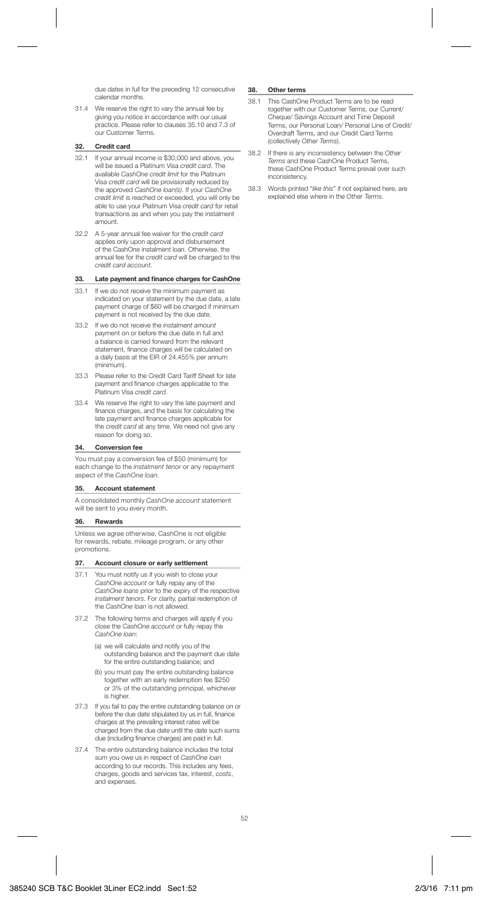due dates in full for the preceding 12 consecutive calendar months.

31.4 We reserve the right to vary the annual fee by giving you notice in accordance with our usual practice. Please refer to clauses 35.10 and 7.3 of our Customer Terms.

## 32. Credit card

32.1 If your annual income is $30,000 and above, you will be issued a Platinum Visa *credit card*. The available *CashOne credit limit* for the Platinum Visa *credit card* will be provisionally reduced by the approved *CashOne loan(s)*. If your *CashOne credit limit* is reached or exceeded, you will only be able to use your Platinum Visa *credit card* for retail transactions as and when you pay the instalment amount.

32.2 A 5-year annual fee waiver for the *credit card* applies only upon approval and disbursement of the CashOne instalment loan. Otherwise, the annual fee for the *credit card* will be charged to the *credit card account*.

## 33. Late payment and finance charges for CashOne

33.1 If we do not receive the minimum payment as indicated on your statement by the due date, a late payment charge of $60 will be charged if minimum payment is not received by the due date.

33.2 If we do not receive the *instalment amount* payment on or before the due date in full and a balance is carried forward from the relevant statement, finance charges will be calculated on a daily basis at the EIR of 24.455% per annum (minimum).

33.3 Please refer to the Credit Card Tariff Sheet for late payment and finance charges applicable to the Platinum Visa *credit card*.

33.4 We reserve the right to vary the late payment and finance charges, and the basis for calculating the late payment and finance charges applicable for the *credit card* at any time. We need not give any reason for doing so.

## 34. Conversion fee

You must pay a conversion fee of $50 (minimum) for each change to the *instalment tenor* or any repayment aspect of the *CashOne loan*.

## 35. Account statement

A consolidated monthly *CashOne account* statement will be sent to you every month.

## 36. Rewards

Unless we agree otherwise, CashOne is not eligible for rewards, rebate, mileage program, or any other promotions.

## 37. Account closure or early settlement

37.1 You must notify us if you wish to close your *CashOne account* or fully repay any of the *CashOne loans* prior to the expiry of the respective *instalment tenors*. For clarity, partial redemption of the *CashOne loan* is not allowed.

37.2 The following terms and charges will apply if you close the *CashOne account* or fully repay the *CashOne loan*:

(a) we will calculate and notify you of the outstanding balance and the payment due date for the entire outstanding balance; and

(b) you must pay the entire outstanding balance together with an early redemption fee $250 or 3% of the outstanding principal, whichever is higher.

37.3 If you fail to pay the entire outstanding balance on or before the due date stipulated by us in full, finance charges at the prevailing interest rates will be charged from the due date until the date such sums due (including finance charges) are paid in full.

37.4 The entire outstanding balance includes the total sum you owe us in respect of *CashOne loan* according to our records. This includes any fees, charges, goods and services tax, interest, *costs*, and expenses.

## 38. Other terms

38.1 This CashOne Product Terms are to be read together with our Customer Terms, our Current/ Cheque/ Savings Account and Time Deposit Terms, our Personal Loan/ Personal Line of Credit/ Overdraft Terms, and our Credit Card Terms (collectively *Other Terms*).

38.2 If there is any inconsistency between the *Other Terms* and these CashOne Product Terms, these CashOne Product Terms prevail over such inconsistency.

38.3 Words printed "*like this*" if not explained here, are explained else where in the *Other Terms*.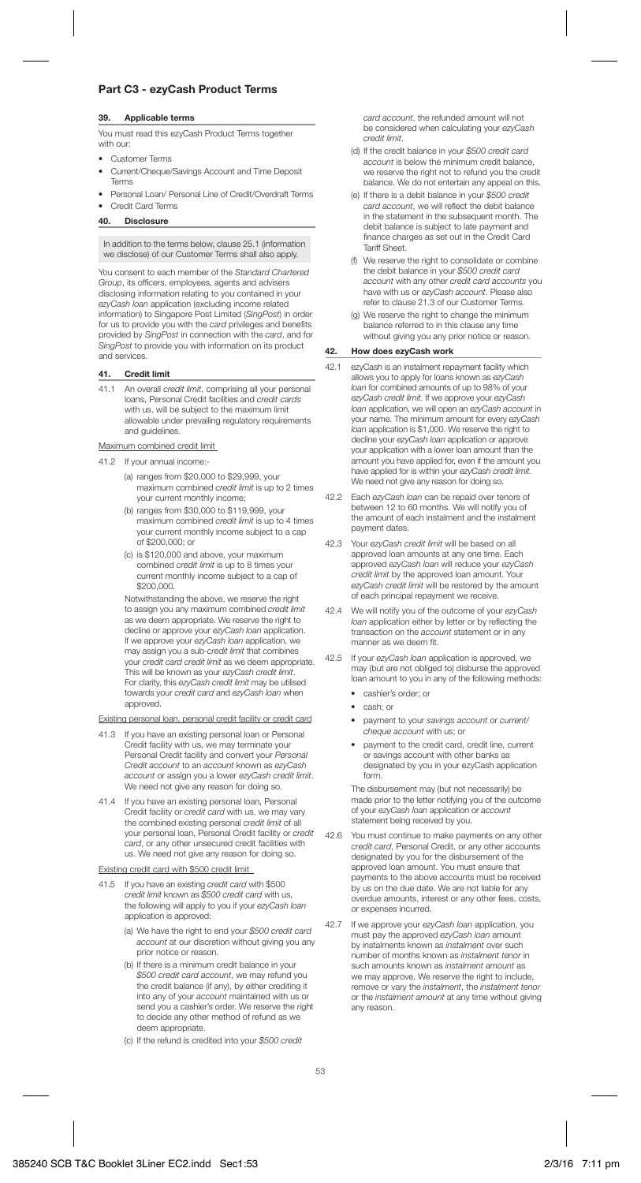## Part C3 - ezyCash Product Terms

### 39. Applicable terms

You must read this ezyCash Product Terms together with our:

- Customer Terms
- Current/Cheque/Savings Account and Time Deposit Terms
- Personal Loan/ Personal Line of Credit/Overdraft Terms
- Credit Card Terms

### 40. Disclosure

In addition to the terms below, clause 25.1 (information we disclose) of our Customer Terms shall also apply.

You consent to each member of the *Standard Chartered Group*, its officers, employees, agents and advisers disclosing information relating to you contained in your *ezyCash loan* application (excluding income related information) to Singapore Post Limited (*SingPost*) in order for us to provide you with the *card* privileges and benefits provided by *SingPost* in connection with the *card*, and for *SingPost* to provide you with information on its product and services.

### 41. Credit limit

41.1 An overall *credit limit*, comprising all your personal loans, Personal Credit facilities and *credit cards* with us, will be subject to the maximum limit allowable under prevailing regulatory requirements and guidelines.

Maximum combined credit limit

41.2 If your annual income:-

(a) ranges from $20,000 to $29,999, your maximum combined *credit limit* is up to 2 times your current monthly income;

(b) ranges from $30,000 to $119,999, your maximum combined *credit limit* is up to 4 times your current monthly income subject to a cap of $200,000; or

(c) is $120,000 and above, your maximum combined *credit limit* is up to 8 times your current monthly income subject to a cap of $200,000.

Notwithstanding the above, we reserve the right to assign you any maximum combined *credit limit* as we deem appropriate. We reserve the right to decline or approve your *ezyCash loan* application. If we approve your *ezyCash loan* application, we may assign you a sub-*credit limit* that combines your *credit card credit limit* as we deem appropriate. This will be known as your *ezyCash credit limit*. For clarity, this *ezyCash credit limit* may be utilised towards your *credit card* and *ezyCash loan* when approved.

Existing personal loan, personal credit facility or credit card

41.3 If you have an existing personal loan or Personal Credit facility with us, we may terminate your Personal Credit facility and convert your *Personal Credit account* to an *account* known as *ezyCash account* or assign you a lower *ezyCash credit limit*. We need not give any reason for doing so.

41.4 If you have an existing personal loan, Personal Credit facility or *credit card* with us, we may vary the combined existing personal *credit limit* of all your personal loan, Personal Credit facility or *credit card*, or any other unsecured credit facilities with us. We need not give any reason for doing so.

Existing credit card with $500 credit limit

41.5 If you have an existing *credit card* with $500 *credit limit* known as *$500 credit card* with us, the following will apply to you if your *ezyCash loan* application is approved:

(a) We have the right to end your *$500 credit card account* at our discretion without giving you any prior notice or reason.

(b) If there is a minimum credit balance in your *$500 credit card account*, we may refund you the credit balance (if any), by either crediting it into any of your *account* maintained with us or send you a cashier's order. We reserve the right to decide any other method of refund as we deem appropriate.

(c) If the refund is credited into your *$500 credit card account*, the refunded amount will not be considered when calculating your *ezyCash credit limit*.

(d) If the credit balance in your *$500 credit card account* is below the minimum credit balance, we reserve the right not to refund you the credit balance. We do not entertain any appeal on this.

(e) If there is a debit balance in your *$500 credit card account*, we will reflect the debit balance in the statement in the subsequent month. The debit balance is subject to late payment and finance charges as set out in the Credit Card Tariff Sheet.

(f) We reserve the right to consolidate or combine the debit balance in your *$500 credit card account* with any other *credit card accounts* you have with us or *ezyCash account*. Please also refer to clause 21.3 of our Customer Terms.

(g) We reserve the right to change the minimum balance referred to in this clause any time without giving you any prior notice or reason.

### 42. How does ezyCash work

42.1 ezyCash is an instalment repayment facility which allows you to apply for loans known as *ezyCash loan* for combined amounts of up to 98% of your *ezyCash credit limit*. If we approve your *ezyCash loan* application, we will open an *ezyCash account* in your name. The minimum amount for every *ezyCash loan* application is $1,000. We reserve the right to decline your *ezyCash loan* application or approve your application with a lower loan amount than the amount you have applied for, even if the amount you have applied for is within your *ezyCash credit limit*. We need not give any reason for doing so.

42.2 Each *ezyCash loan* can be repaid over tenors of between 12 to 60 months. We will notify you of the amount of each instalment and the instalment payment dates.

42.3 Your *ezyCash credit limit* will be based on all approved loan amounts at any one time. Each approved *ezyCash loan* will reduce your *ezyCash credit limit* by the approved loan amount. Your *ezyCash credit limit* will be restored by the amount of each principal repayment we receive.

42.4 We will notify you of the outcome of your *ezyCash loan* application either by letter or by reflecting the transaction on the *account* statement or in any manner as we deem fit.

42.5 If your *ezyCash loan* application is approved, we may (but are not obliged to) disburse the approved loan amount to you in any of the following methods:

- cashier's order; or
- cash; or
- payment to your *savings account* or *current/cheque account* with us; or
- payment to the credit card, credit line, current or savings account with other banks as designated by you in your ezyCash application form.

The disbursement may (but not necessarily) be made prior to the letter notifying you of the outcome of your *ezyCash loan* application or *account* statement being received by you.

42.6 You must continue to make payments on any other *credit card*, Personal Credit, or any other accounts designated by you for the disbursement of the approved loan amount. You must ensure that payments to the above accounts must be received by us on the due date. We are not liable for any overdue amounts, interest or any other fees, costs, or expenses incurred.

42.7 If we approve your *ezyCash loan* application, you must pay the approved *ezyCash loan* amount by instalments known as *instalment* over such number of months known as *instalment tenor* in such amounts known as *instalment amount* as we may approve. We reserve the right to include, remove or vary the *instalment*, the *instalment tenor* or the *instalment amount* at any time without giving any reason.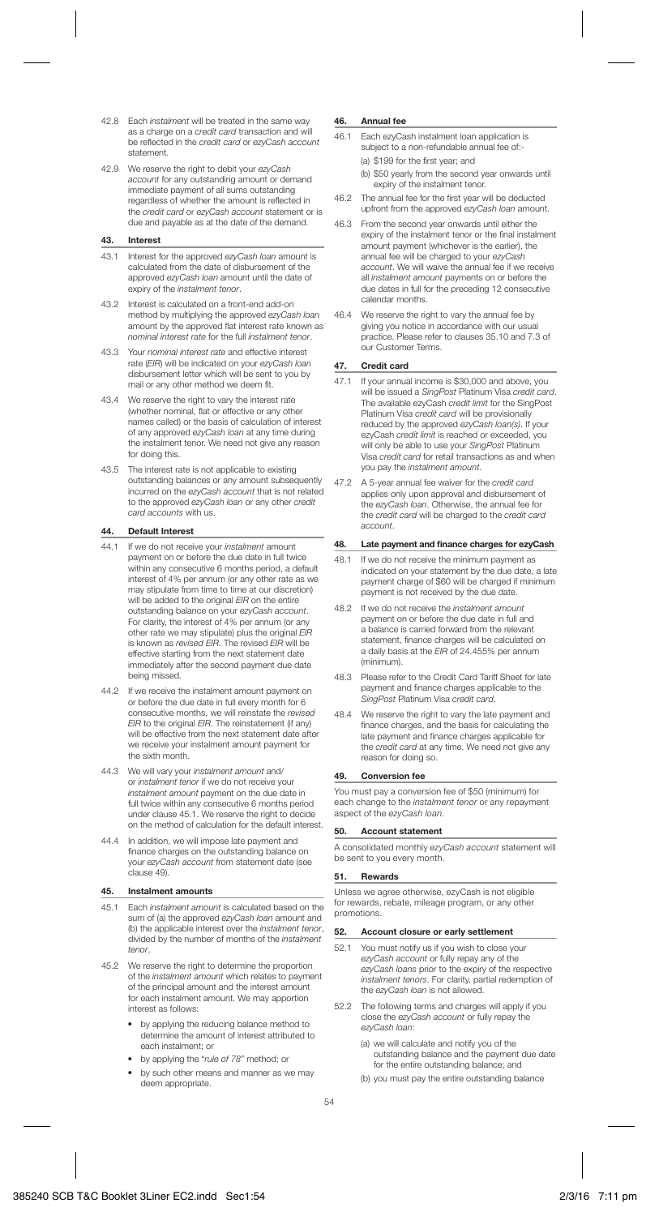42.8 Each *instalment* will be treated in the same way as a charge on a *credit card* transaction and will be reflected in the *credit card* or *ezyCash account* statement.

42.9 We reserve the right to debit your *ezyCash account* for any outstanding amount or demand immediate payment of all sums outstanding regardless of whether the amount is reflected in the *credit card* or *ezyCash account* statement or is due and payable as at the date of the demand.

## 43. Interest

43.1 Interest for the approved *ezyCash loan* amount is calculated from the date of disbursement of the approved *ezyCash loan* amount until the date of expiry of the *instalment tenor*.

43.2 Interest is calculated on a front-end add-on method by multiplying the approved *ezyCash loan* amount by the approved flat interest rate known as *nominal interest rate* for the full *instalment tenor*.

43.3 Your *nominal interest rate* and effective interest rate (*EIR*) will be indicated on your *ezyCash loan* disbursement letter which will be sent to you by mail or any other method we deem fit.

43.4 We reserve the right to vary the interest rate (whether nominal, flat or effective or any other names called) or the basis of calculation of interest of any approved *ezyCash loan* at any time during the instalment tenor. We need not give any reason for doing this.

43.5 The interest rate is not applicable to existing outstanding balances or any amount subsequently incurred on the *ezyCash account* that is not related to the approved *ezyCash loan* or any other *credit card accounts* with us.

## 44. Default Interest

44.1 If we do not receive your *instalment* amount payment on or before the due date in full twice within any consecutive 6 months period, a default interest of 4% per annum (or any other rate as we may stipulate from time to time at our discretion) will be added to the original *EIR* on the entire outstanding balance on your *ezyCash account*. For clarity, the interest of 4% per annum (or any other rate we may stipulate) plus the original *EIR* is known as *revised EIR*. The revised *EIR* will be effective starting from the next statement date immediately after the second payment due date being missed.

44.2 If we receive the instalment amount payment on or before the due date in full every month for 6 consecutive months, we will reinstate the *revised EIR* to the original *EIR*. The reinstatement (if any) will be effective from the next statement date after we receive your instalment amount payment for the sixth month.

44.3 We will vary your *instalment amount* and/ or *instalment tenor* if we do not receive your *instalment amount* payment on the due date in full twice within any consecutive 6 months period under clause 45.1. We reserve the right to decide on the method of calculation for the default interest.

44.4 In addition, we will impose late payment and finance charges on the outstanding balance on your *ezyCash account* from statement date (see clause 49).

## 45. Instalment amounts

45.1 Each *instalment amount* is calculated based on the sum of (a) the approved *ezyCash loan* amount and (b) the applicable interest over the *instalment tenor*, divided by the number of months of the *instalment tenor*.

45.2 We reserve the right to determine the proportion of the *instalment amount* which relates to payment of the principal amount and the interest amount for each instalment amount. We may apportion interest as follows:

- by applying the reducing balance method to determine the amount of interest attributed to each instalment; or
- by applying the "*rule of 78*" method; or
- by such other means and manner as we may deem appropriate.

## 46. Annual fee

46.1 Each ezyCash instalment loan application is subject to a non-refundable annual fee of:-

(a) $199 for the first year; and

(b) $50 yearly from the second year onwards until expiry of the instalment tenor.

46.2 The annual fee for the first year will be deducted upfront from the approved *ezyCash loan* amount.

46.3 From the second year onwards until either the expiry of the instalment tenor or the final instalment amount payment (whichever is the earlier), the annual fee will be charged to your *ezyCash account*. We will waive the annual fee if we receive all *instalment amount* payments on or before the due dates in full for the preceding 12 consecutive calendar months.

46.4 We reserve the right to vary the annual fee by giving you notice in accordance with our usual practice. Please refer to clauses 35.10 and 7.3 of our Customer Terms.

## 47. Credit card

47.1 If your annual income is $30,000 and above, you will be issued a *SingPost* Platinum Visa *credit card*. The available ezyCash *credit limit* for the SingPost Platinum Visa *credit card* will be provisionally reduced by the approved *ezyCash loan(s)*. If your ezyCash *credit limit* is reached or exceeded, you will only be able to use your *SingPost* Platinum Visa *credit card* for retail transactions as and when you pay the *instalment amount*.

47.2 A 5-year annual fee waiver for the *credit card* applies only upon approval and disbursement of the *ezyCash loan*. Otherwise, the annual fee for the *credit card* will be charged to the *credit card account*.

## 48. Late payment and finance charges for ezyCash

48.1 If we do not receive the minimum payment as indicated on your statement by the due date, a late payment charge of $60 will be charged if minimum payment is not received by the due date.

48.2 If we do not receive the *instalment amount* payment on or before the due date in full and a balance is carried forward from the relevant statement, finance charges will be calculated on a daily basis at the *EIR* of 24.455% per annum (minimum).

48.3 Please refer to the Credit Card Tariff Sheet for late payment and finance charges applicable to the *SingPost* Platinum Visa *credit card*.

48.4 We reserve the right to vary the late payment and finance charges, and the basis for calculating the late payment and finance charges applicable for the *credit card* at any time. We need not give any reason for doing so.

## 49. Conversion fee

You must pay a conversion fee of $50 (minimum) for each change to the *instalment tenor* or any repayment aspect of the *ezyCash loan*.

## 50. Account statement

A consolidated monthly *ezyCash account* statement will be sent to you every month.

## 51. Rewards

Unless we agree otherwise, ezyCash is not eligible for rewards, rebate, mileage program, or any other promotions.

## 52. Account closure or early settlement

52.1 You must notify us if you wish to close your *ezyCash account* or fully repay any of the *ezyCash loans* prior to the expiry of the respective *instalment tenors*. For clarity, partial redemption of the *ezyCash loan* is not allowed.

52.2 The following terms and charges will apply if you close the *ezyCash account* or fully repay the *ezyCash loan*:

(a) we will calculate and notify you of the outstanding balance and the payment due date for the entire outstanding balance; and

(b) you must pay the entire outstanding balance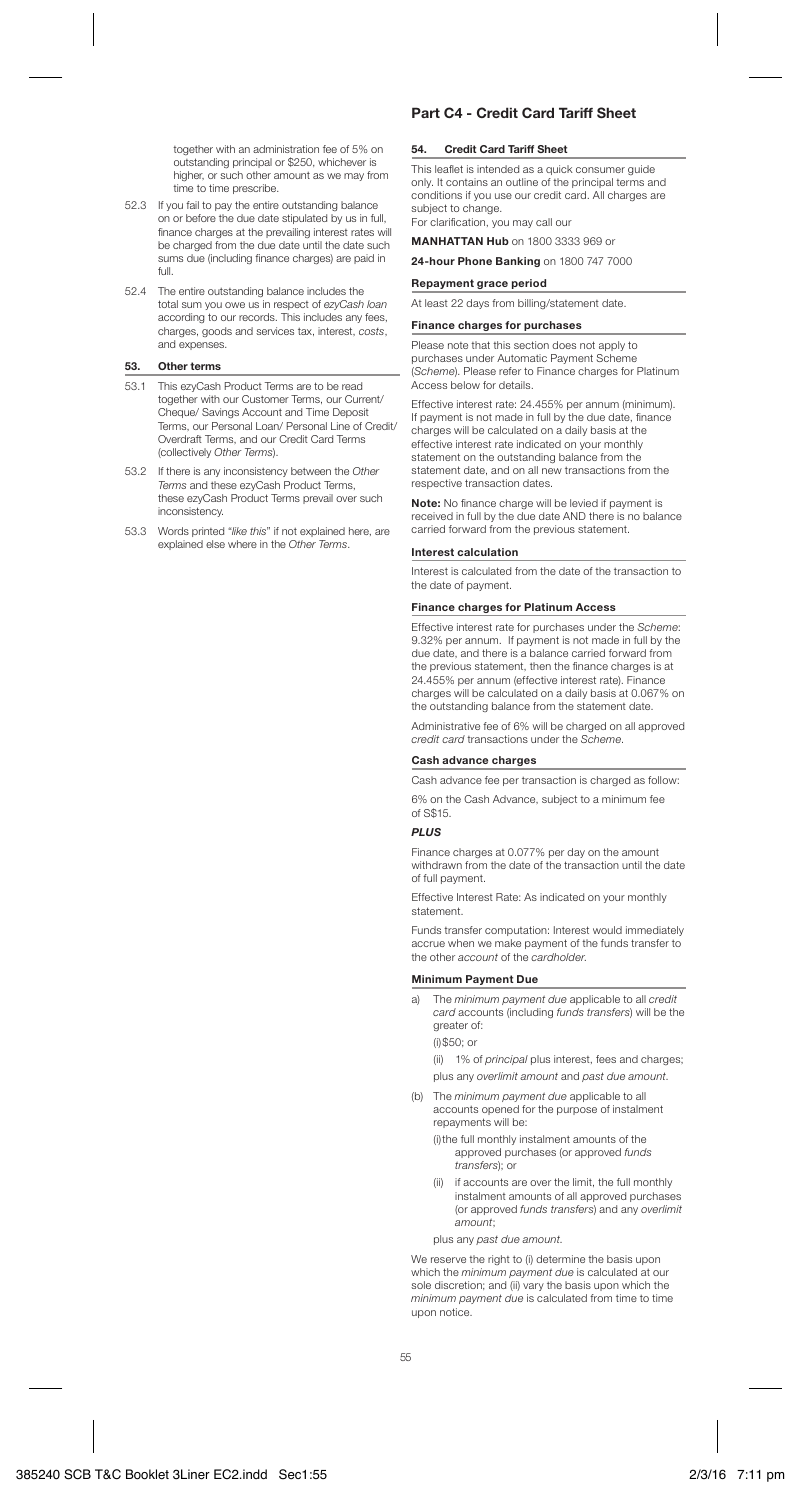together with an administration fee of 5% on outstanding principal or $250, whichever is higher, or such other amount as we may from time to time prescribe.

52.3 If you fail to pay the entire outstanding balance on or before the due date stipulated by us in full, finance charges at the prevailing interest rates will be charged from the due date until the date such sums due (including finance charges) are paid in full.

52.4 The entire outstanding balance includes the total sum you owe us in respect of *ezyCash loan* according to our records. This includes any fees, charges, goods and services tax, interest, *costs*, and expenses.

### 53. Other terms

53.1 This ezyCash Product Terms are to be read together with our Customer Terms, our Current/ Cheque/ Savings Account and Time Deposit Terms, our Personal Loan/ Personal Line of Credit/ Overdraft Terms, and our Credit Card Terms (collectively *Other Terms*).

53.2 If there is any inconsistency between the *Other Terms* and these ezyCash Product Terms, these ezyCash Product Terms prevail over such inconsistency.

53.3 Words printed "*like this*" if not explained here, are explained else where in the *Other Terms*.

## Part C4 - Credit Card Tariff Sheet

### 54. Credit Card Tariff Sheet

This leaflet is intended as a quick consumer guide only. It contains an outline of the principal terms and conditions if you use our credit card. All charges are subject to change.

For clarification, you may call our

**MANHATTAN Hub** on 1800 3333 969 or

**24-hour Phone Banking** on 1800 747 7000

#### Repayment grace period

At least 22 days from billing/statement date.

#### Finance charges for purchases

Please note that this section does not apply to purchases under Automatic Payment Scheme (*Scheme*). Please refer to Finance charges for Platinum Access below for details.

Effective interest rate: 24.455% per annum (minimum). If payment is not made in full by the due date, finance charges will be calculated on a daily basis at the effective interest rate indicated on your monthly statement on the outstanding balance from the statement date, and on all new transactions from the respective transaction dates.

**Note:** No finance charge will be levied if payment is received in full by the due date AND there is no balance carried forward from the previous statement.

#### Interest calculation

Interest is calculated from the date of the transaction to the date of payment.

#### Finance charges for Platinum Access

Effective interest rate for purchases under the *Scheme*: 9.32% per annum. If payment is not made in full by the due date, and there is a balance carried forward from the previous statement, then the finance charges is at 24.455% per annum (effective interest rate). Finance charges will be calculated on a daily basis at 0.067% on the outstanding balance from the statement date.

Administrative fee of 6% will be charged on all approved *credit card* transactions under the *Scheme*.

#### Cash advance charges

Cash advance fee per transaction is charged as follow:

6% on the Cash Advance, subject to a minimum fee of S$15.

***PLUS***

Finance charges at 0.077% per day on the amount withdrawn from the date of the transaction until the date of full payment.

Effective Interest Rate: As indicated on your monthly statement.

Funds transfer computation: Interest would immediately accrue when we make payment of the funds transfer to the other *account* of the *cardholder*.

#### Minimum Payment Due

a) The *minimum payment due* applicable to all *credit card* accounts (including *funds transfers*) will be the greater of:
   (i) $50; or
   (ii) 1% of *principal* plus interest, fees and charges;
   plus any *overlimit amount* and *past due amount*.

(b) The *minimum payment due* applicable to all accounts opened for the purpose of instalment repayments will be:
   (i) the full monthly instalment amounts of the approved purchases (or approved *funds transfers*); or
   (ii) if accounts are over the limit, the full monthly instalment amounts of all approved purchases (or approved *funds transfers*) and any *overlimit amount*;
   plus any *past due amount*.

We reserve the right to (i) determine the basis upon which the *minimum payment due* is calculated at our sole discretion; and (ii) vary the basis upon which the *minimum payment due* is calculated from time to time upon notice.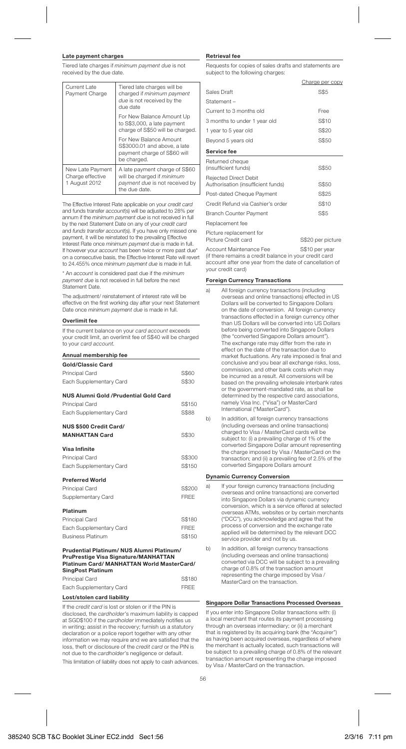### Late payment charges

Tiered late charges if *minimum payment due* is not received by the due date.

| | |
|---|---|
| Current Late Payment Charge | Tiered late charges will be charged if *minimum payment due* is not received by the due date<br>For New Balance Amount Up to S$3,000, a late payment charge of S$50 will be charged.<br>For New Balance Amount S$3000.01 and above, a late payment charge of S$60 will be charged. |
| New Late Payment Charge effective 1 August 2012 | A late payment charge of S$60 will be charged if *minimum payment due* is not received by the due date. |

The Effective Interest Rate applicable on your *credit card* and funds transfer *account*(s) will be adjusted to 28% per annum if the *minimum payment due* is not received in full by the next Statement Date on any of your *credit card* and *funds transfer account*(s). If you have only missed one payment, it will be reinstated to the prevailing Effective Interest Rate once *minimum payment due* is made in full. If however your *account* has been twice or more past due* on a consecutive basis, the Effective Interest Rate will revert to 24.455% once *minimum payment due* is made in full.

* An *account* is considered past due if the *minimum payment due* is not received in full before the next Statement Date.

The adjustment/ reinstatement of interest rate will be effective on the first working day after your next Statement Date once *minimum payment due* is made in full.

### Overlimit fee

If the current balance on your *card account* exceeds your credit limit, an overlimit fee of S$40 will be charged to your *card account*.

### Annual membership fee

| | |
|---|---|
| **Gold/Classic Card** | |
| Principal Card | S$60 |
| Each Supplementary Card | S$30 |
| **NUS Alumni Gold /Prudential Gold Card** | |
| Principal Card | S$150 |
| Each Supplementary Card | S$88 |
| **NUS $500 Credit Card/ MANHATTAN Card** | S$30 |
| **Visa Infinite** | |
| Principal Card | S$300 |
| Each Supplementary Card | S$150 |
| **Preferred World** | |
| Principal Card | S$200 |
| Supplementary Card | FREE |
| **Platinum** | |
| Principal Card | S$180 |
| Each Supplementary Card | FREE |
| Business Platinum | S$150 |
| **Prudential Platinum/ NUS Alumni Platinum/ PruPrestige Visa Signature/MANHATTAN Platinum Card/ MANHATTAN World MasterCard/ SingPost Platinum** | |
| Principal Card | S$180 |
| Each Supplementary Card | FREE |

### Lost/stolen card liability

If the *credit card* is lost or stolen or if the PIN is disclosed, the *cardholder*'s maximum liability is capped at SGD$100 if the *cardholder* immediately notifies us in writing; assist in the recovery; furnish us a statutory declaration or a police report together with any other information we may require and we are satisfied that the loss, theft or disclosure of the *credit card* or the PIN is not due to the *cardholder*'s negligence or default.

This limitation of liability does not apply to cash advances.

### Retrieval fee

Requests for copies of sales drafts and statements are subject to the following charges:

| | Charge per copy |
|---|---|
| Sales Draft | S$5 |
| Statement – | |
| Current to 3 months old | Free |
| 3 months to under 1 year old | S$10 |
| 1 year to 5 year old | S$20 |
| Beyond 5 years old | S$50 |

### Service fee

| | |
|---|---|
| Returned cheque (insufficient funds) | S$50 |
| Rejected Direct Debit Authorisation (insufficient funds) | S$50 |
| Post-dated Cheque Payment | S$25 |
| Credit Refund via Cashier's order | S$10 |
| Branch Counter Payment | S$5 |
| Replacement fee | |
| Picture replacement for Picture Credit card | S$20 per picture |
| Account Maintenance Fee (if there remains a credit balance in your credit card account after one year from the date of cancellation of your credit card) | S$10 per year |

### Foreign Currency Transactions

a) All foreign currency transactions (including overseas and online transactions) effected in US Dollars will be converted to Singapore Dollars on the date of conversion. All foreign currency transactions effected in a foreign currency other than US Dollars will be converted into US Dollars before being converted into Singapore Dollars (the "converted Singapore Dollars amount"). The exchange rate may differ from the rate in effect on the date of the transaction due to market fluctuations. Any rate imposed is final and conclusive and you bear all exchange risks, loss, commission, and other bank costs which may be incurred as a result. All conversions will be based on the prevailing wholesale interbank rates or the government-mandated rate, as shall be determined by the respective card associations, namely Visa Inc. ("Visa") or MasterCard International ("MasterCard").

b) In addition, all foreign currency transactions (including overseas and online transactions) charged to Visa / MasterCard cards will be subject to: (i) a prevailing charge of 1% of the converted Singapore Dollar amount representing the charge imposed by Visa / MasterCard on the transaction; and (ii) a prevailing fee of 2.5% of the converted Singapore Dollars amount

### Dynamic Currency Conversion

a) If your foreign currency transactions (including overseas and online transactions) are converted into Singapore Dollars via dynamic currency conversion, which is a service offered at selected overseas ATMs, websites or by certain merchants ("DCC"), you acknowledge and agree that the process of conversion and the exchange rate applied will be determined by the relevant DCC service provider and not by us.

b) In addition, all foreign currency transactions (including overseas and online transactions) converted via DCC will be subject to a prevailing charge of 0.8% of the transaction amount representing the charge imposed by Visa / MasterCard on the transaction.

### Singapore Dollar Transactions Processed Overseas

If you enter into Singapore Dollar transactions with: (i) a local merchant that routes its payment processing through an overseas intermediary; or (ii) a merchant that is registered by its acquiring bank (the "Acquirer") as having been acquired overseas, regardless of where the merchant is actually located, such transactions will be subject to a prevailing charge of 0.8% of the relevant transaction amount representing the charge imposed by Visa / MasterCard on the transaction.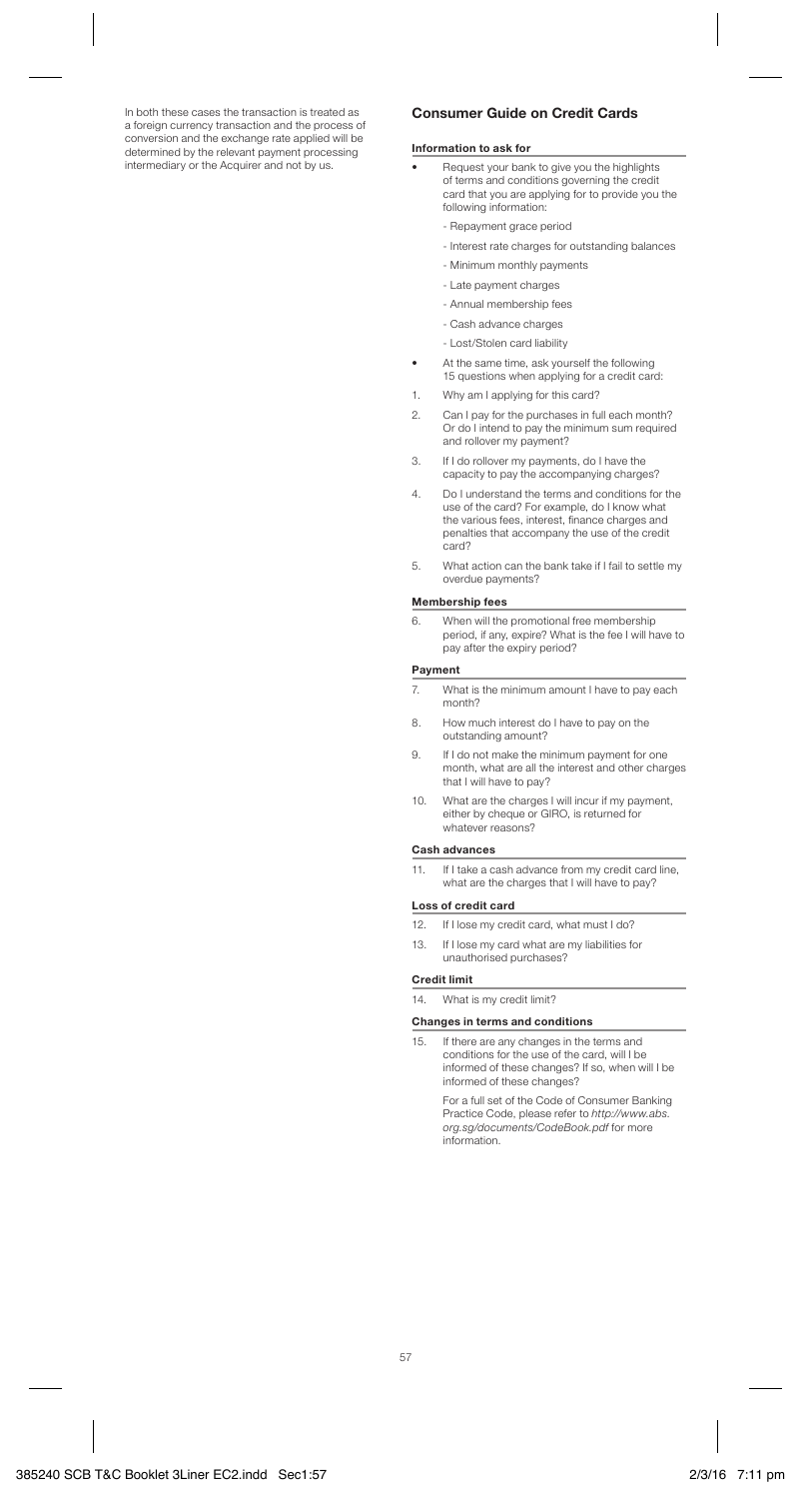In both these cases the transaction is treated as a foreign currency transaction and the process of conversion and the exchange rate applied will be determined by the relevant payment processing intermediary or the Acquirer and not by us.

## Consumer Guide on Credit Cards

### Information to ask for

- Request your bank to give you the highlights of terms and conditions governing the credit card that you are applying for to provide you the following information:
  - Repayment grace period
  - Interest rate charges for outstanding balances
  - Minimum monthly payments
  - Late payment charges
  - Annual membership fees
  - Cash advance charges
  - Lost/Stolen card liability
- At the same time, ask yourself the following 15 questions when applying for a credit card:

1. Why am I applying for this card?
2. Can I pay for the purchases in full each month? Or do I intend to pay the minimum sum required and rollover my payment?
3. If I do rollover my payments, do I have the capacity to pay the accompanying charges?
4. Do I understand the terms and conditions for the use of the card? For example, do I know what the various fees, interest, finance charges and penalties that accompany the use of the credit card?
5. What action can the bank take if I fail to settle my overdue payments?

### Membership fees

6. When will the promotional free membership period, if any, expire? What is the fee I will have to pay after the expiry period?

### Payment

7. What is the minimum amount I have to pay each month?
8. How much interest do I have to pay on the outstanding amount?
9. If I do not make the minimum payment for one month, what are all the interest and other charges that I will have to pay?
10. What are the charges I will incur if my payment, either by cheque or GIRO, is returned for whatever reasons?

### Cash advances

11. If I take a cash advance from my credit card line, what are the charges that I will have to pay?

### Loss of credit card

12. If I lose my credit card, what must I do?
13. If I lose my card what are my liabilities for unauthorised purchases?

### Credit limit

14. What is my credit limit?

### Changes in terms and conditions

15. If there are any changes in the terms and conditions for the use of the card, will I be informed of these changes? If so, when will I be informed of these changes?

    For a full set of the Code of Consumer Banking Practice Code, please refer to *http://www.abs.org.sg/documents/CodeBook.pdf* for more information.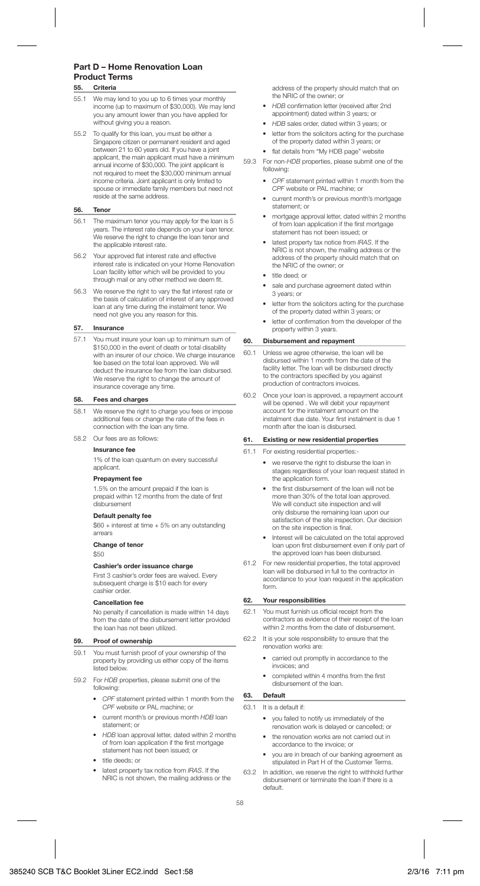## Part D – Home Renovation Loan Product Terms

### 55. Criteria

55.1 We may lend to you up to 6 times your monthly income (up to maximum of $30,000). We may lend you any amount lower than you have applied for without giving you a reason.

55.2 To qualify for this loan, you must be either a Singapore citizen or permanent resident and aged between 21 to 60 years old. If you have a joint applicant, the main applicant must have a minimum annual income of $30,000. The joint applicant is not required to meet the $30,000 minimum annual income criteria. Joint applicant is only limited to spouse or immediate family members but need not reside at the same address.

### 56. Tenor

56.1 The maximum tenor you may apply for the loan is 5 years. The interest rate depends on your loan tenor. We reserve the right to change the loan tenor and the applicable interest rate.

56.2 Your approved flat interest rate and effective interest rate is indicated on your Home Renovation Loan facility letter which will be provided to you through mail or any other method we deem fit.

56.3 We reserve the right to vary the flat interest rate or the basis of calculation of interest of any approved loan at any time during the instalment tenor. We need not give you any reason for this.

### 57. Insurance

57.1 You must insure your loan up to minimum sum of $150,000 in the event of death or total disability with an insurer of our choice. We charge insurance fee based on the total loan approved. We will deduct the insurance fee from the loan disbursed. We reserve the right to change the amount of insurance coverage any time.

### 58. Fees and charges

58.1 We reserve the right to charge you fees or impose additional fees or change the rate of the fees in connection with the loan any time.

58.2 Our fees are as follows:

**Insurance fee**

1% of the loan quantum on every successful applicant.

**Prepayment fee**

1.5% on the amount prepaid if the loan is prepaid within 12 months from the date of first disbursement

**Default penalty fee**

$60 + interest at time + 5% on any outstanding arrears

**Change of tenor**

$50

**Cashier's order issuance charge**

First 3 cashier's order fees are waived. Every subsequent charge is $10 each for every cashier order.

**Cancellation fee**

No penalty if cancellation is made within 14 days from the date of the disbursement letter provided the loan has not been utilized.

### 59. Proof of ownership

59.1 You must furnish proof of your ownership of the property by providing us either copy of the items listed below.

59.2 For *HDB* properties, please submit one of the following:

- *CPF* statement printed within 1 month from the *CPF* website or PAL machine; or
- current month's or previous month *HDB* loan statement; or
- *HDB* loan approval letter, dated within 2 months of from loan application if the first mortgage statement has not been issued; or
- title deeds; or
- latest property tax notice from *IRAS*. If the NRIC is not shown, the mailing address or the address of the property should match that on the NRIC of the owner; or
- *HDB* confirmation letter (received after 2nd appointment) dated within 3 years; or
- *HDB* sales order, dated within 3 years; or
- letter from the solicitors acting for the purchase of the property dated within 3 years; or
- flat details from "My HDB page" website

59.3 For non-*HDB* properties, please submit one of the following:

- *CPF* statement printed within 1 month from the *CPF* website or PAL machine; or
- current month's or previous month's mortgage statement; or
- mortgage approval letter, dated within 2 months of from loan application if the first mortgage statement has not been issued; or
- latest property tax notice from *IRAS*. If the NRIC is not shown, the mailing address or the address of the property should match that on the NRIC of the owner; or
- title deed; or
- sale and purchase agreement dated within 3 years; or
- letter from the solicitors acting for the purchase of the property dated within 3 years; or
- letter of confirmation from the developer of the property within 3 years.

### 60. Disbursement and repayment

60.1 Unless we agree otherwise, the loan will be disbursed within 1 month from the date of the facility letter. The loan will be disbursed directly to the contractors specified by you against production of contractors invoices.

60.2 Once your loan is approved, a repayment account will be opened . We will debit your repayment account for the instalment amount on the instalment due date. Your first instalment is due 1 month after the loan is disbursed.

### 61. Existing or new residential properties

61.1 For existing residential properties:-

- we reserve the right to disburse the loan in stages regardless of your loan request stated in the application form.
- the first disbursement of the loan will not be more than 30% of the total loan approved. We will conduct site inspection and will only disburse the remaining loan upon our satisfaction of the site inspection. Our decision on the site inspection is final.
- Interest will be calculated on the total approved loan upon first disbursement even if only part of the approved loan has been disbursed.

61.2 For new residential properties, the total approved loan will be disbursed in full to the contractor in accordance to your loan request in the application form.

### 62. Your responsibilities

62.1 You must furnish us official receipt from the contractors as evidence of their receipt of the loan within 2 months from the date of disbursement.

62.2 It is your sole responsibility to ensure that the renovation works are:

- carried out promptly in accordance to the invoices; and
- completed within 4 months from the first disbursement of the loan.

### 63. Default

63.1 It is a default if:

- you failed to notify us immediately of the renovation work is delayed or cancelled; or
- the renovation works are not carried out in accordance to the invoice; or
- you are in breach of our banking agreement as stipulated in Part H of the Customer Terms.

63.2 In addition, we reserve the right to withhold further disbursement or terminate the loan if there is a default.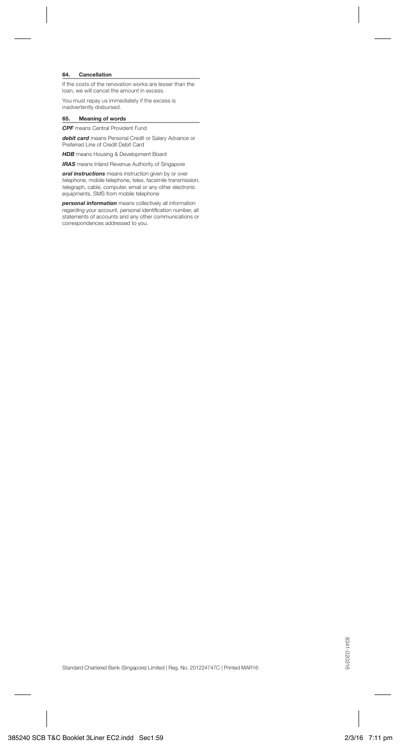#### 64. Cancellation

If the costs of the renovation works are lesser than the loan, we will cancel the amount in excess.

You must repay us immediately if the excess is inadvertently disbursed.

#### 65. Meaning of words

***CPF*** means Central Provident Fund

***debit card*** means Personal Credit or Salary Advance or Preferred Line of Credit Debit Card

***HDB*** means Housing & Development Board

***IRAS*** means Inland Revenue Authority of Singapore

***oral instructions*** means instruction given by or over telephone, mobile telephone, telex, facsimile transmission, telegraph, cable, computer, email or any other electronic equipments, SMS from mobile telephone

***personal information*** means collectively all information regarding your account, personal identification number, all statements of accounts and any other communications or correspondences addressed to you.

Standard Chartered Bank (Singapore) Limited | Reg. No. 201224747C | Printed MAR16

8341-020316